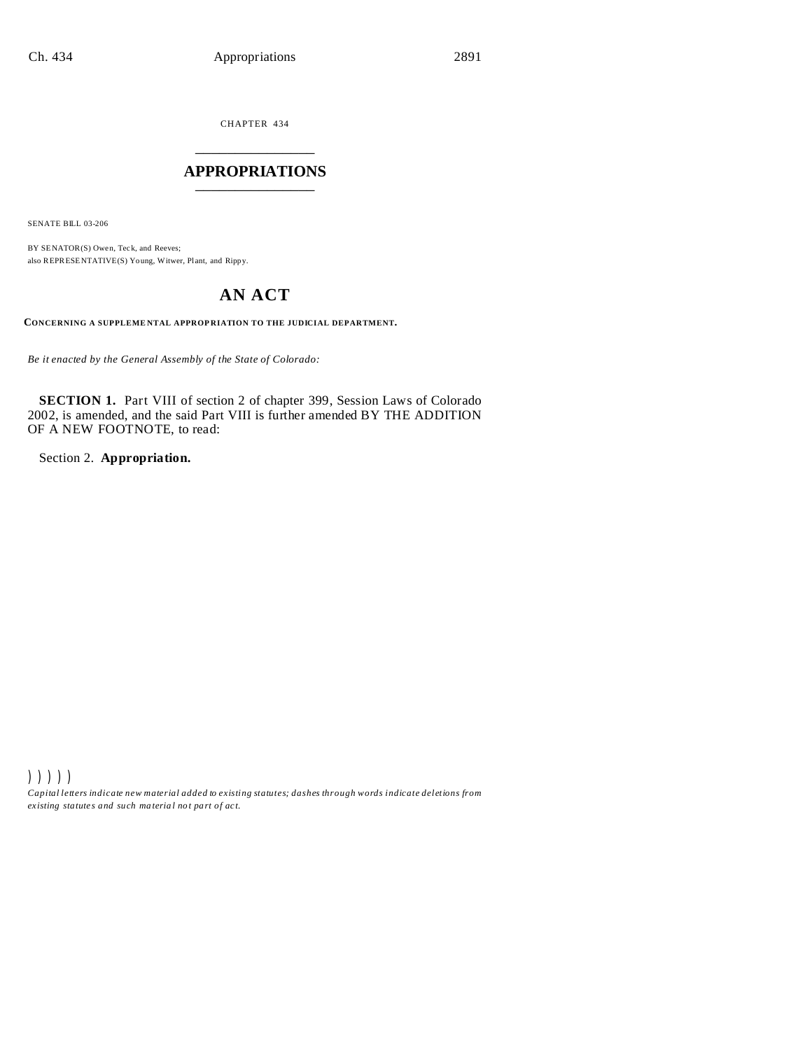CHAPTER 434

# APPROPRIATIONS

SENATE BILL 03-206

BY SENATOR(S) Owen, Teck, and Reeves;
also REPRESENTATIVE(S) Young, Witwer, Plant, and Rippy.

## AN ACT

**CONCERNING A SUPPLEMENTAL APPROPRIATION TO THE JUDICIAL DEPARTMENT.**

*Be it enacted by the General Assembly of the State of Colorado:*

**SECTION 1.** Part VIII of section 2 of chapter 399, Session Laws of Colorado 2002, is amended, and the said Part VIII is further amended BY THE ADDITION OF A NEW FOOTNOTE, to read:

Section 2. **Appropriation.**

) ) ) ) )

*Capital letters indicate new material added to existing statutes; dashes through words indicate deletions from existing statutes and such material not part of act.*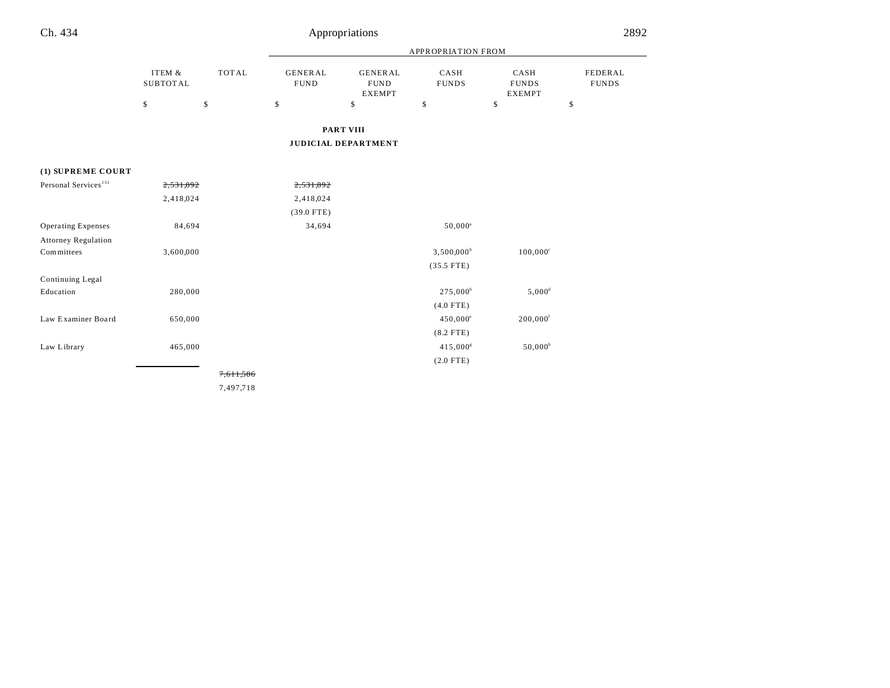| | ITEM & SUBTOTAL | TOTAL | APPROPRIATION FROM GENERAL FUND | GENERAL FUND EXEMPT | CASH FUNDS | CASH FUNDS EXEMPT | FEDERAL FUNDS |
|---|---|---|---|---|---|---|---|
| | $ | $ | $ | $ | $ | $ | $ |

**PART VIII**

**JUDICIAL DEPARTMENT**

| | ITEM & SUBTOTAL | TOTAL | GENERAL FUND | GENERAL FUND EXEMPT | CASH FUNDS | CASH FUNDS EXEMPT | FEDERAL FUNDS |
|---|---|---|---|---|---|---|---|
| **(1) SUPREME COURT** | | | | | | | |
| Personal Services[131] | ~~2,531,892~~ | | ~~2,531,892~~ | | | | |
| | 2,418,024 | | 2,418,024 | | | | |
| | | | (39.0 FTE) | | | | |
| Operating Expenses | 84,694 | | 34,694 | | 50,000[a] | | |
| Attorney Regulation Committees | 3,600,000 | | | | 3,500,000[b] | 100,000[c] | |
| | | | | | (35.5 FTE) | | |
| Continuing Legal Education | 280,000 | | | | 275,000[b] | 5,000[d] | |
| | | | | | (4.0 FTE) | | |
| Law Examiner Board | 650,000 | | | | 450,000[e] | 200,000[f] | |
| | | | | | (8.2 FTE) | | |
| Law Library | 465,000 | | | | 415,000[g] | 50,000[h] | |
| | | | | | (2.0 FTE) | | |
| | | ~~7,611,586~~ | | | | | |
| | | 7,497,718 | | | | | |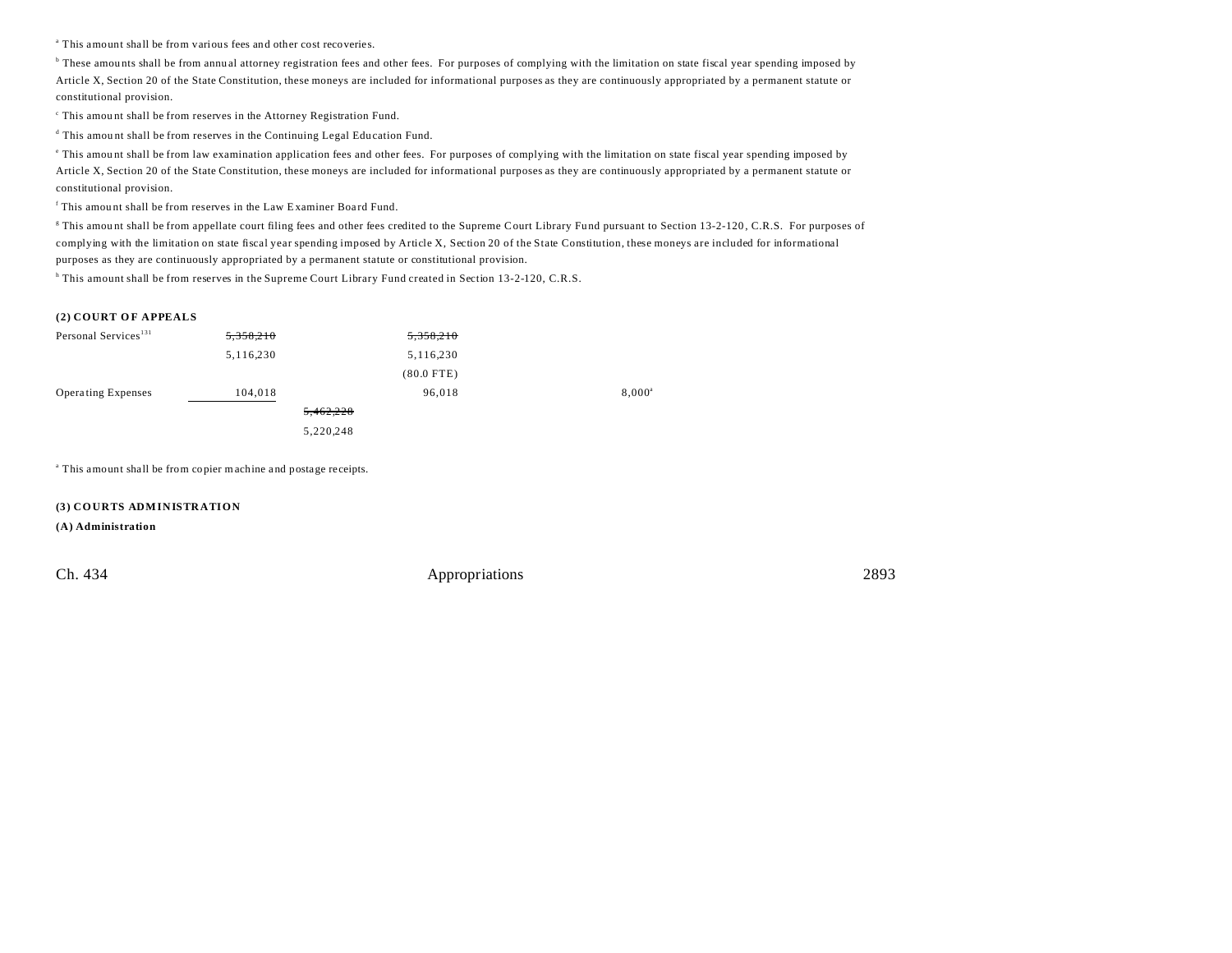[a] This amount shall be from various fees and other cost recoveries.

[b] These amounts shall be from annual attorney registration fees and other fees. For purposes of complying with the limitation on state fiscal year spending imposed by Article X, Section 20 of the State Constitution, these moneys are included for informational purposes as they are continuously appropriated by a permanent statute or constitutional provision.

[c] This amount shall be from reserves in the Attorney Registration Fund.

[d] This amount shall be from reserves in the Continuing Legal Education Fund.

[e] This amount shall be from law examination application fees and other fees. For purposes of complying with the limitation on state fiscal year spending imposed by Article X, Section 20 of the State Constitution, these moneys are included for informational purposes as they are continuously appropriated by a permanent statute or constitutional provision.

[f] This amount shall be from reserves in the Law Examiner Board Fund.

[g] This amount shall be from appellate court filing fees and other fees credited to the Supreme Court Library Fund pursuant to Section 13-2-120, C.R.S. For purposes of complying with the limitation on state fiscal year spending imposed by Article X, Section 20 of the State Constitution, these moneys are included for informational purposes as they are continuously appropriated by a permanent statute or constitutional provision.

[h] This amount shall be from reserves in the Supreme Court Library Fund created in Section 13-2-120, C.R.S.

**(2) COURT OF APPEALS**

| | | | | | |
|---|---|---|---|---|---|
| Personal Services[131] | ~~5,358,210~~ 5,116,230 | | ~~5,358,210~~ 5,116,230 (80.0 FTE) | | |
| Operating Expenses | 104,018 | | 96,018 | | 8,000[a] |
| | | ~~5,462,228~~ 5,220,248 | | | |

[a] This amount shall be from copier machine and postage receipts.

**(3) COURTS ADMINISTRATION**

**(A) Administration**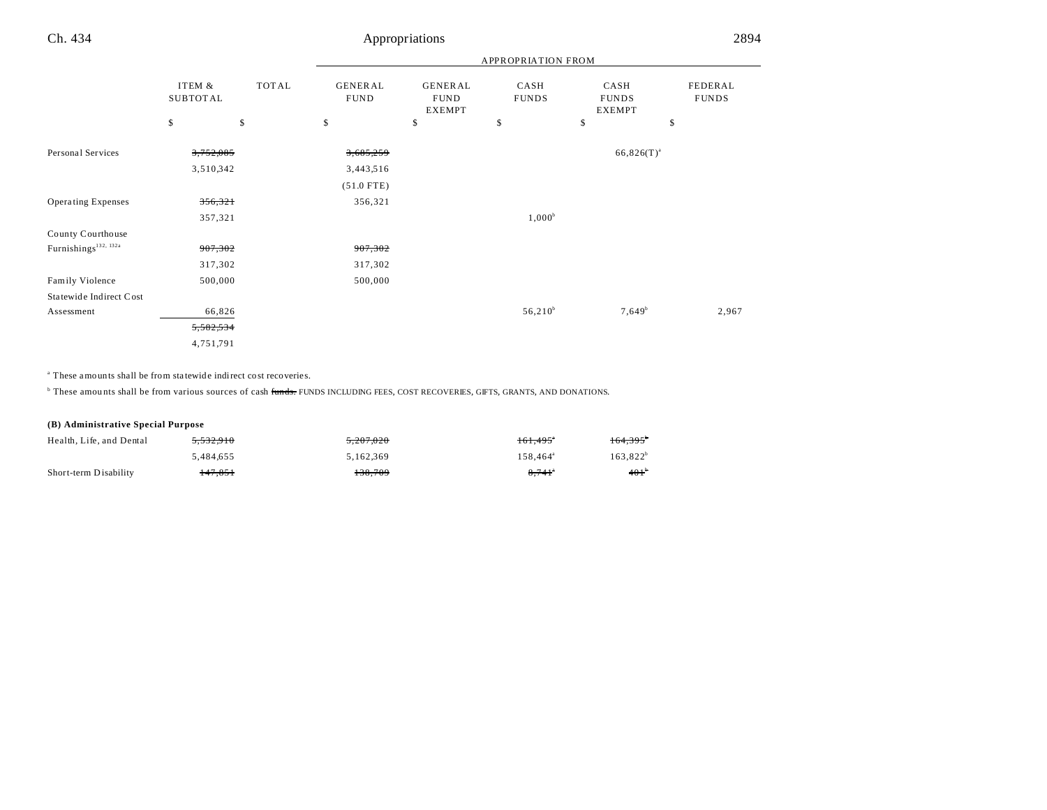| | ITEM & SUBTOTAL | TOTAL | APPROPRIATION FROM GENERAL FUND | GENERAL FUND EXEMPT | CASH FUNDS | CASH FUNDS EXEMPT | FEDERAL FUNDS |
|---|---|---|---|---|---|---|---|
| | $ | $ | $ | $ | $ | $ | $ |
| Personal Services | ~~3,752,085~~ | | ~~3,685,259~~ | | | 66,826(T)[a] | |
| | 3,510,342 | | 3,443,516 | | | | |
| | | | (51.0 FTE) | | | | |
| Operating Expenses | ~~356,321~~ | | 356,321 | | | | |
| | 357,321 | | | | 1,000[b] | | |
| County Courthouse Furnishings[132, 132a] | ~~907,302~~ | | ~~907,302~~ | | | | |
| | 317,302 | | 317,302 | | | | |
| Family Violence | 500,000 | | 500,000 | | | | |
| Statewide Indirect Cost Assessment | 66,826 | | | | 56,210[b] | 7,649[b] | 2,967 |
| | ~~5,582,534~~ | | | | | | |
| | 4,751,791 | | | | | | |

[a] These amounts shall be from statewide indirect cost recoveries.

[b] These amounts shall be from various sources of cash ~~funds.~~ FUNDS INCLUDING FEES, COST RECOVERIES, GIFTS, GRANTS, AND DONATIONS.

**(B) Administrative Special Purpose**

| | ITEM & SUBTOTAL | TOTAL | GENERAL FUND | GENERAL FUND EXEMPT | CASH FUNDS | CASH FUNDS EXEMPT | FEDERAL FUNDS |
|---|---|---|---|---|---|---|---|
| Health, Life, and Dental | ~~5,532,910~~ | | ~~5,207,020~~ | | ~~161,495~~[a] | ~~164,395~~[b] | |
| | 5,484,655 | | 5,162,369 | | 158,464[a] | 163,822[b] | |
| Short-term Disability | ~~147,851~~ | | ~~138,709~~ | | ~~8,741~~[a] | ~~401~~[b] | |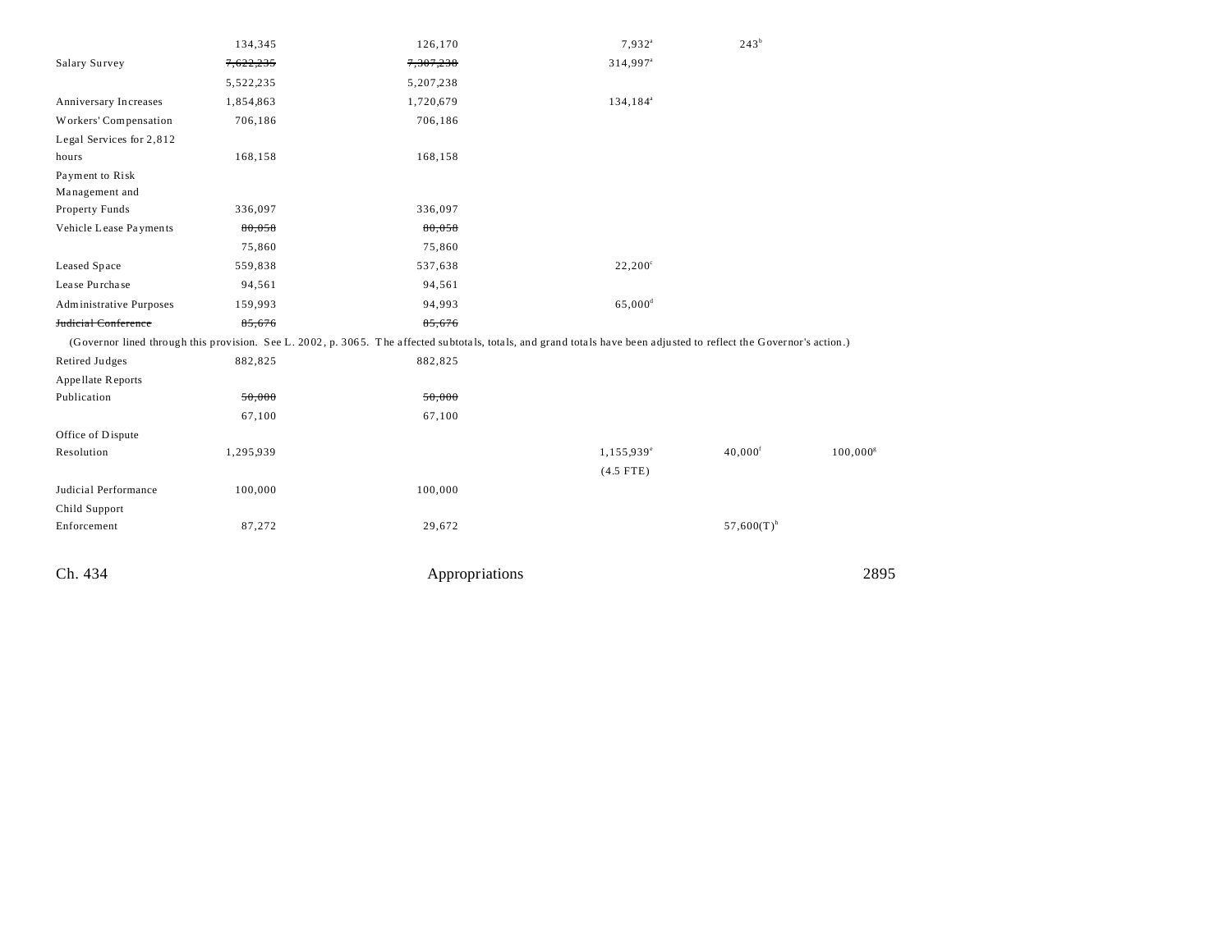| | | | | | |
|---|---|---|---|---|---|
| | 134,345 | 126,170 | 7,932[a] | 243[b] | |
| Salary Survey | ~~7,622,235~~ | ~~7,307,238~~ | 314,997[a] | | |
| | 5,522,235 | 5,207,238 | | | |
| Anniversary Increases | 1,854,863 | 1,720,679 | 134,184[a] | | |
| Workers' Compensation | 706,186 | 706,186 | | | |
| Legal Services for 2,812 hours | 168,158 | 168,158 | | | |
| Payment to Risk Management and Property Funds | 336,097 | 336,097 | | | |
| Vehicle Lease Payments | ~~80,058~~ | ~~80,058~~ | | | |
| | 75,860 | 75,860 | | | |
| Leased Space | 559,838 | 537,638 | 22,200[c] | | |
| Lease Purchase | 94,561 | 94,561 | | | |
| Administrative Purposes | 159,993 | 94,993 | 65,000[d] | | |
| ~~Judicial Conference~~ | ~~85,676~~ | ~~85,676~~ | | | |

(Governor lined through this provision. See L. 2002, p. 3065. The affected subtotals, totals, and grand totals have been adjusted to reflect the Governor's action.)

| | | | | | |
|---|---|---|---|---|---|
| Retired Judges | 882,825 | 882,825 | | | |
| Appellate Reports Publication | ~~50,000~~ | ~~50,000~~ | | | |
| | 67,100 | 67,100 | | | |
| Office of Dispute Resolution | 1,295,939 | | 1,155,939[e] | 40,000[f] | 100,000[g] |
| | | | (4.5 FTE) | | |
| Judicial Performance | 100,000 | 100,000 | | | |
| Child Support Enforcement | 87,272 | 29,672 | | 57,600(T)[h] | |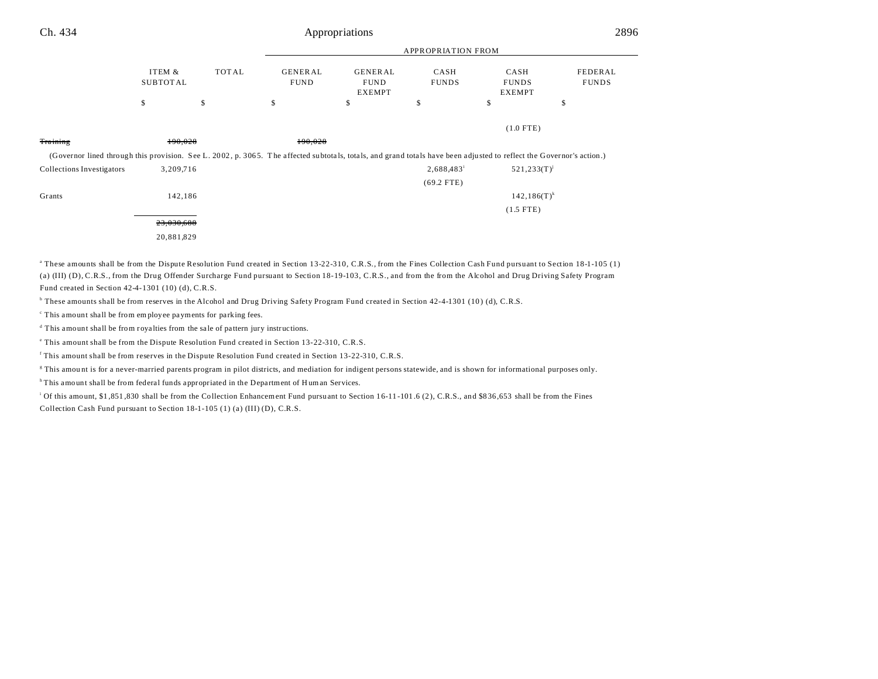| | ITEM & SUBTOTAL | TOTAL | GENERAL FUND | GENERAL FUND EXEMPT | CASH FUNDS | CASH FUNDS EXEMPT | FEDERAL FUNDS |
|---|---|---|---|---|---|---|---|
| | | | APPROPRIATION FROM | | | | |
| | $ | $ | $ | $ | $ | $ | $ |
| | | | | | | (1.0 FTE) | |
| ~~Training~~ | ~~190,028~~ | | ~~190,028~~ | | | | |
| (Governor lined through this provision. See L. 2002, p. 3065. The affected subtotals, totals, and grand totals have been adjusted to reflect the Governor's action.) | | | | | | | |
| Collections Investigators | 3,209,716 | | | | 2,688,483[i] | 521,233(T)[j] | |
| | | | | | (69.2 FTE) | | |
| Grants | 142,186 | | | | | 142,186(T)[k] | |
| | | | | | | (1.5 FTE) | |
| | ~~23,030,600~~ | | | | | | |
| | 20,881,829 | | | | | | |

[a] These amounts shall be from the Dispute Resolution Fund created in Section 13-22-310, C.R.S., from the Fines Collection Cash Fund pursuant to Section 18-1-105 (1) (a) (III) (D), C.R.S., from the Drug Offender Surcharge Fund pursuant to Section 18-19-103, C.R.S., and from the from the Alcohol and Drug Driving Safety Program Fund created in Section 42-4-1301 (10) (d), C.R.S.

[b] These amounts shall be from reserves in the Alcohol and Drug Driving Safety Program Fund created in Section 42-4-1301 (10) (d), C.R.S.

[c] This amount shall be from employee payments for parking fees.

[d] This amount shall be from royalties from the sale of pattern jury instructions.

[e] This amount shall be from the Dispute Resolution Fund created in Section 13-22-310, C.R.S.

[f] This amount shall be from reserves in the Dispute Resolution Fund created in Section 13-22-310, C.R.S.

[g] This amount is for a never-married parents program in pilot districts, and mediation for indigent persons statewide, and is shown for informational purposes only.

[h] This amount shall be from federal funds appropriated in the Department of Human Services.

[i] Of this amount, $1,851,830 shall be from the Collection Enhancement Fund pursuant to Section 16-11-101.6 (2), C.R.S., and $836,653 shall be from the Fines Collection Cash Fund pursuant to Section 18-1-105 (1) (a) (III) (D), C.R.S.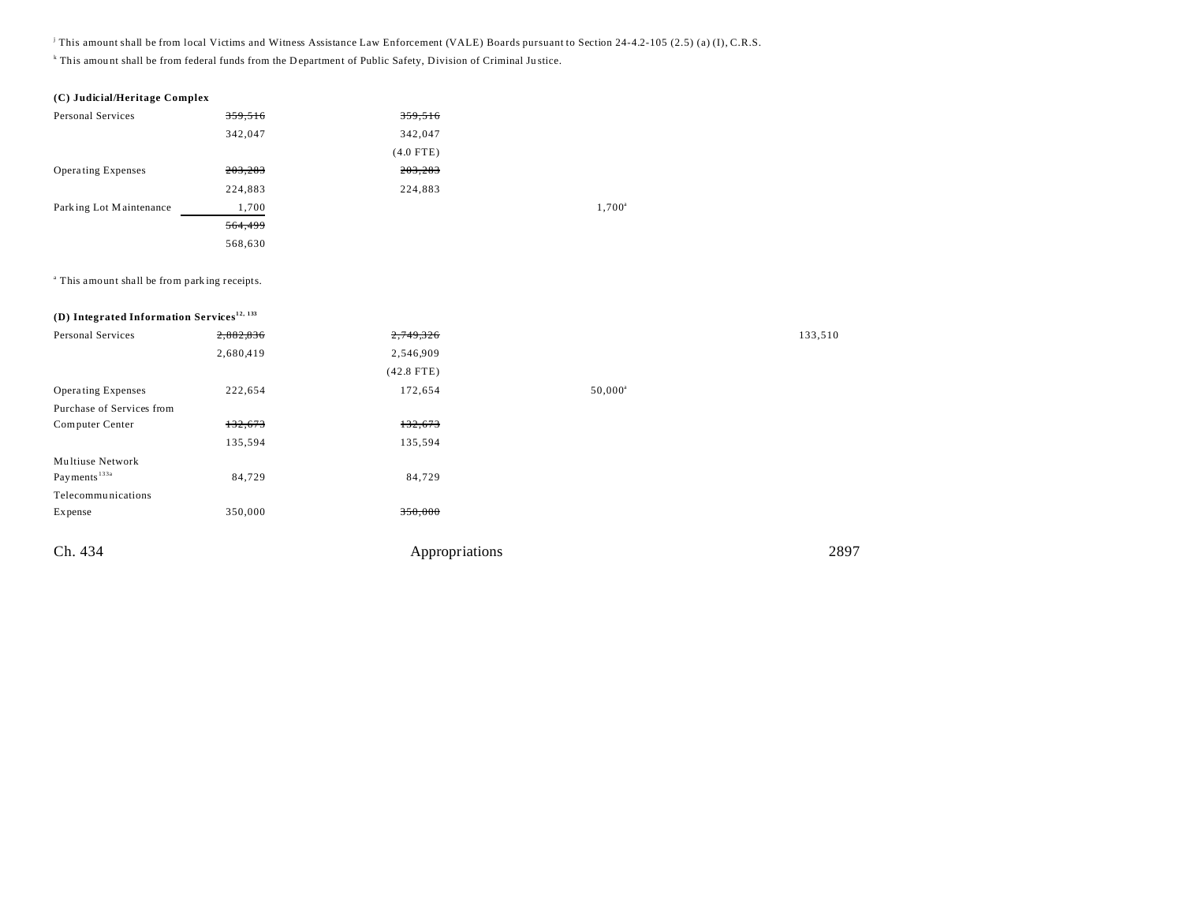[j] This amount shall be from local Victims and Witness Assistance Law Enforcement (VALE) Boards pursuant to Section 24-4.2-105 (2.5) (a) (I), C.R.S.

[k] This amount shall be from federal funds from the Department of Public Safety, Division of Criminal Justice.

**(C) Judicial/Heritage Complex**

| | | | | |
|---|---|---|---|---|
| Personal Services | ~~359,516~~ | ~~359,516~~ | | |
| | 342,047 | 342,047 | | |
| | | (4.0 FTE) | | |
| Operating Expenses | ~~203,283~~ | ~~203,283~~ | | |
| | 224,883 | 224,883 | | |
| Parking Lot Maintenance | 1,700 | | 1,700[a] | |
| | ~~564,499~~ | | | |
| | 568,630 | | | |

[a] This amount shall be from parking receipts.

**(D) Integrated Information Services[12, 133]**

| | | | | |
|---|---|---|---|---|
| Personal Services | ~~2,882,836~~ | ~~2,749,326~~ | | 133,510 |
| | 2,680,419 | 2,546,909 | | |
| | | (42.8 FTE) | | |
| Operating Expenses | 222,654 | 172,654 | 50,000[a] | |
| Purchase of Services from Computer Center | ~~132,673~~ | ~~132,673~~ | | |
| | 135,594 | 135,594 | | |
| Multiuse Network Payments[133a] | 84,729 | 84,729 | | |
| Telecommunications Expense | 350,000 | ~~350,000~~ | | |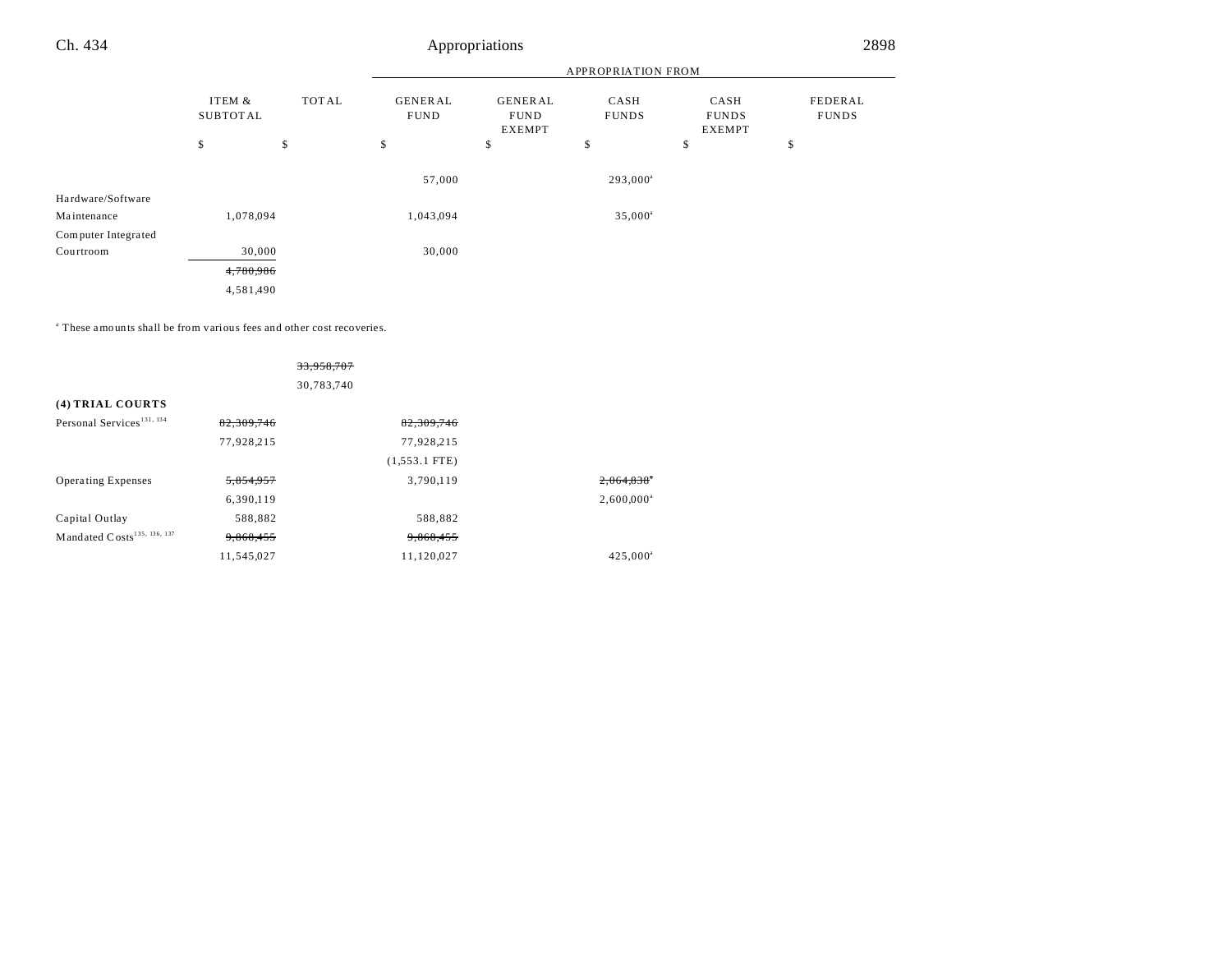| | ITEM & SUBTOTAL | TOTAL | GENERAL FUND | GENERAL FUND EXEMPT | CASH FUNDS | CASH FUNDS EXEMPT | FEDERAL FUNDS |
|---|---|---|---|---|---|---|---|
| | $ | $ | $ | $ | $ | $ | $ |
| | | | 57,000 | | 293,000[a] | | |
| Hardware/Software Maintenance | 1,078,094 | | 1,043,094 | | 35,000[a] | | |
| Computer Integrated Courtroom | 30,000 | | 30,000 | | | | |
| | ~~4,780,986~~ | | | | | | |
| | 4,581,490 | | | | | | |

[a] These amounts shall be from various fees and other cost recoveries.

| | ITEM & SUBTOTAL | TOTAL | GENERAL FUND | GENERAL FUND EXEMPT | CASH FUNDS | CASH FUNDS EXEMPT | FEDERAL FUNDS |
|---|---|---|---|---|---|---|---|
| | | ~~33,958,707~~ | | | | | |
| | | 30,783,740 | | | | | |
| **(4) TRIAL COURTS** | | | | | | | |
| Personal Services[131, 134] | ~~82,309,746~~ | | ~~82,309,746~~ | | | | |
| | 77,928,215 | | 77,928,215 | | | | |
| | | | (1,553.1 FTE) | | | | |
| Operating Expenses | ~~5,854,957~~ | | 3,790,119 | | ~~2,064,838~~[a] | | |
| | 6,390,119 | | | | 2,600,000[a] | | |
| Capital Outlay | 588,882 | | 588,882 | | | | |
| Mandated Costs[135, 136, 137] | ~~9,860,455~~ | | ~~9,860,455~~ | | | | |
| | 11,545,027 | | 11,120,027 | | 425,000[a] | | |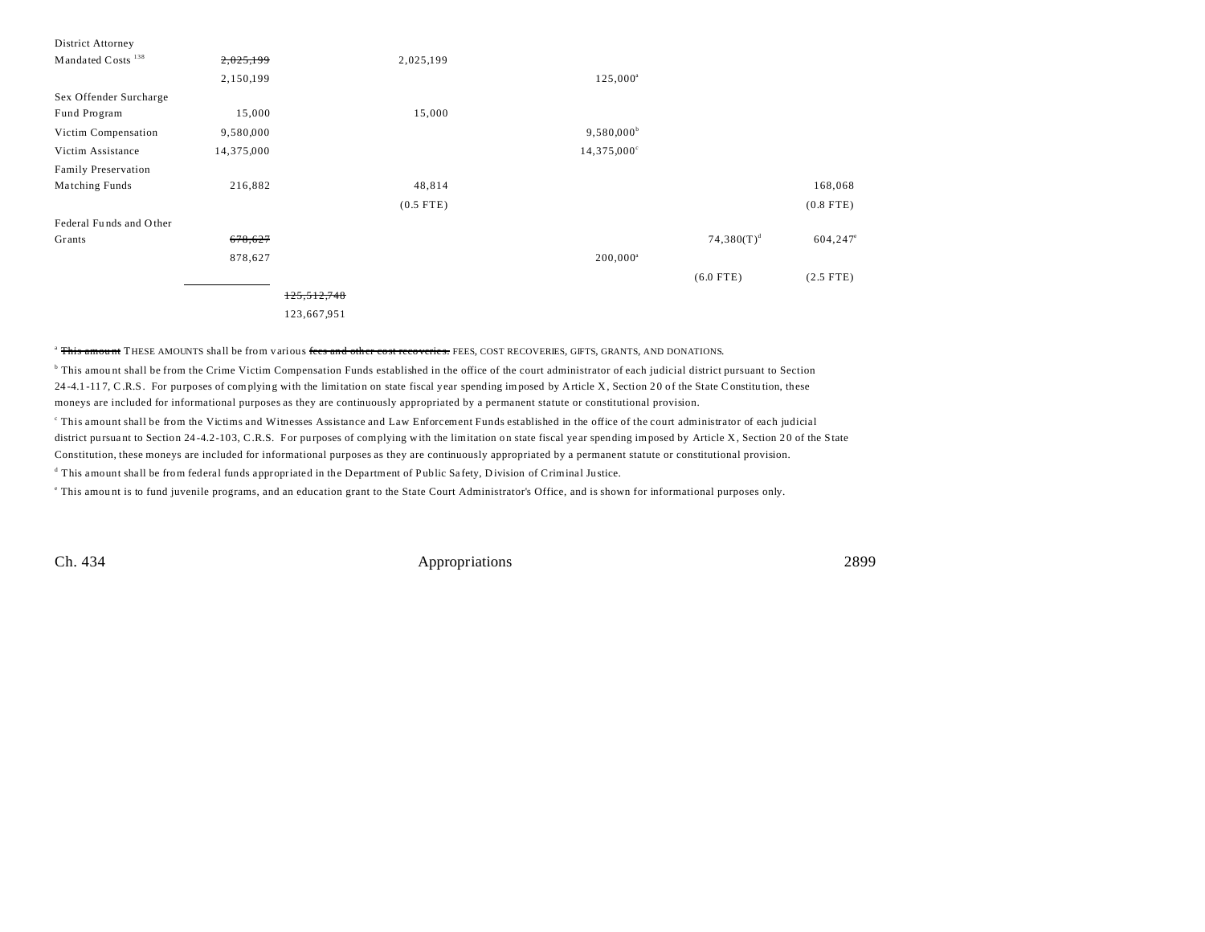| | | | | | | |
|---|---|---|---|---|---|---|
| District Attorney Mandated Costs [138] | ~~2,025,199~~ | | 2,025,199 | | | |
| | 2,150,199 | | | 125,000[a] | | |
| Sex Offender Surcharge Fund Program | 15,000 | | 15,000 | | | |
| Victim Compensation | 9,580,000 | | | 9,580,000[b] | | |
| Victim Assistance | 14,375,000 | | | 14,375,000[c] | | |
| Family Preservation Matching Funds | 216,882 | | 48,814 | | | 168,068 |
| | | | (0.5 FTE) | | | (0.8 FTE) |
| Federal Funds and Other Grants | ~~678,627~~ | | | | 74,380(T)[d] | 604,247[e] |
| | 878,627 | | | 200,000[a] | | |
| | | | | | (6.0 FTE) | (2.5 FTE) |
| | | ~~125,512,748~~ | | | | |
| | | 123,667,951 | | | | |

[a] ~~This amount~~ THESE AMOUNTS shall be from various ~~fees and other cost recoveries.~~ FEES, COST RECOVERIES, GIFTS, GRANTS, AND DONATIONS.

[b] This amount shall be from the Crime Victim Compensation Funds established in the office of the court administrator of each judicial district pursuant to Section 24-4.1-117, C.R.S. For purposes of complying with the limitation on state fiscal year spending imposed by Article X, Section 20 of the State Constitution, these moneys are included for informational purposes as they are continuously appropriated by a permanent statute or constitutional provision.

[c] This amount shall be from the Victims and Witnesses Assistance and Law Enforcement Funds established in the office of the court administrator of each judicial district pursuant to Section 24-4.2-103, C.R.S. For purposes of complying with the limitation on state fiscal year spending imposed by Article X, Section 20 of the State Constitution, these moneys are included for informational purposes as they are continuously appropriated by a permanent statute or constitutional provision.

[d] This amount shall be from federal funds appropriated in the Department of Public Safety, Division of Criminal Justice.

[e] This amount is to fund juvenile programs, and an education grant to the State Court Administrator's Office, and is shown for informational purposes only.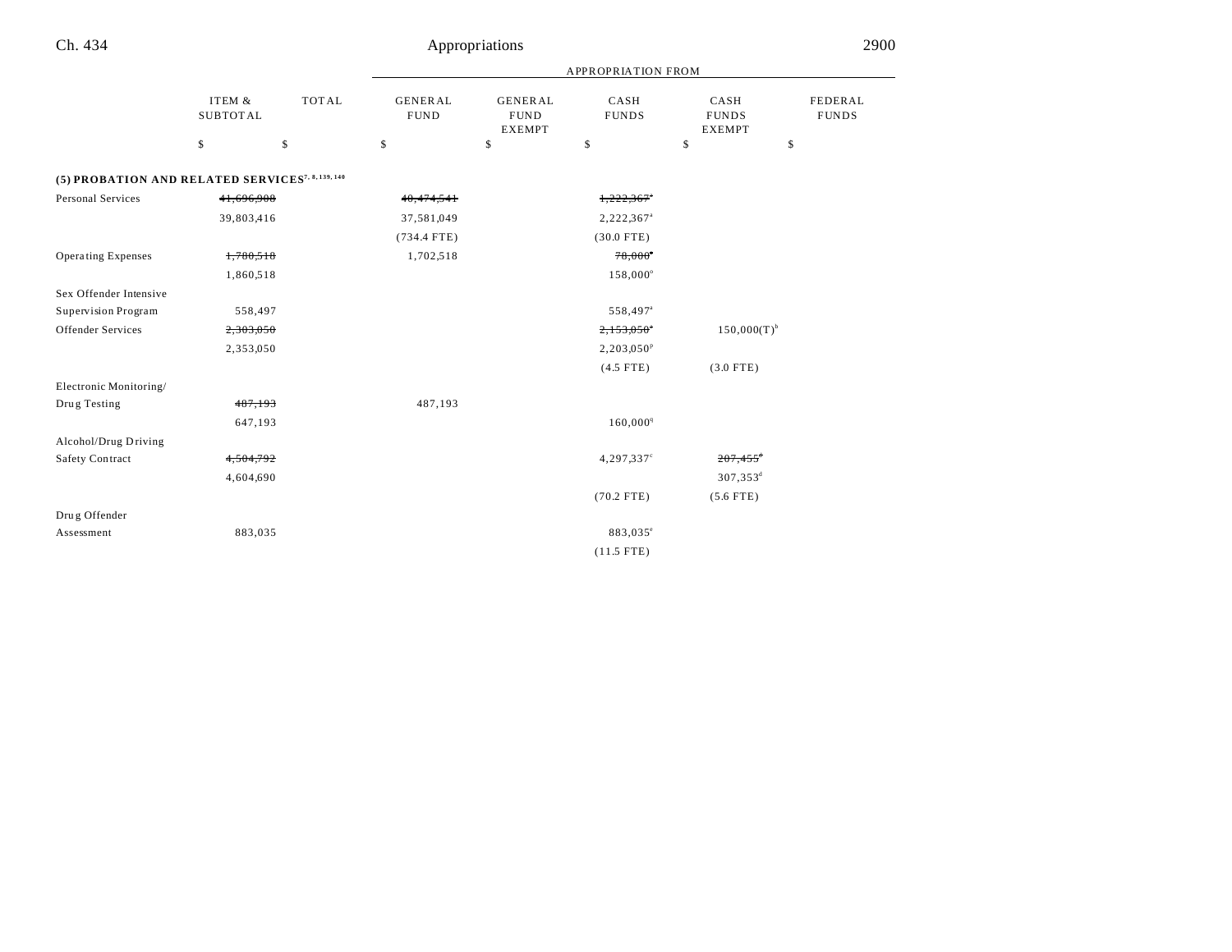| | ITEM & SUBTOTAL | TOTAL | GENERAL FUND | GENERAL FUND EXEMPT | CASH FUNDS | CASH FUNDS EXEMPT | FEDERAL FUNDS |
|---|---|---|---|---|---|---|---|
| | | | APPROPRIATION FROM | | | | |
| | $ | $ | $ | $ | $ | $ | $ |
| **(5) PROBATION AND RELATED SERVICES**[7, 8, 139, 140] | | | | | | | |
| Personal Services | ~~41,696,908~~ | | ~~40,474,541~~ | | ~~1,222,367~~[a] | | |
| | 39,803,416 | | 37,581,049 | | 2,222,367[a] | | |
| | | | (734.4 FTE) | | (30.0 FTE) | | |
| Operating Expenses | ~~1,780,518~~ | | 1,702,518 | | ~~78,000~~[a] | | |
| | 1,860,518 | | | | 158,000[o] | | |
| Sex Offender Intensive Supervision Program | 558,497 | | | | 558,497[a] | | |
| Offender Services | ~~2,303,050~~ | | | | ~~2,153,050~~[a] | 150,000(T)[b] | |
| | 2,353,050 | | | | 2,203,050[p] | | |
| | | | | | (4.5 FTE) | (3.0 FTE) | |
| Electronic Monitoring/ Drug Testing | ~~487,193~~ | | 487,193 | | | | |
| | 647,193 | | | | 160,000[q] | | |
| Alcohol/Drug Driving Safety Contract | ~~4,504,792~~ | | | | 4,297,337[c] | ~~207,455~~[d] | |
| | 4,604,690 | | | | | 307,353[d] | |
| | | | | | (70.2 FTE) | (5.6 FTE) | |
| Drug Offender Assessment | 883,035 | | | | 883,035[e] | | |
| | | | | | (11.5 FTE) | | |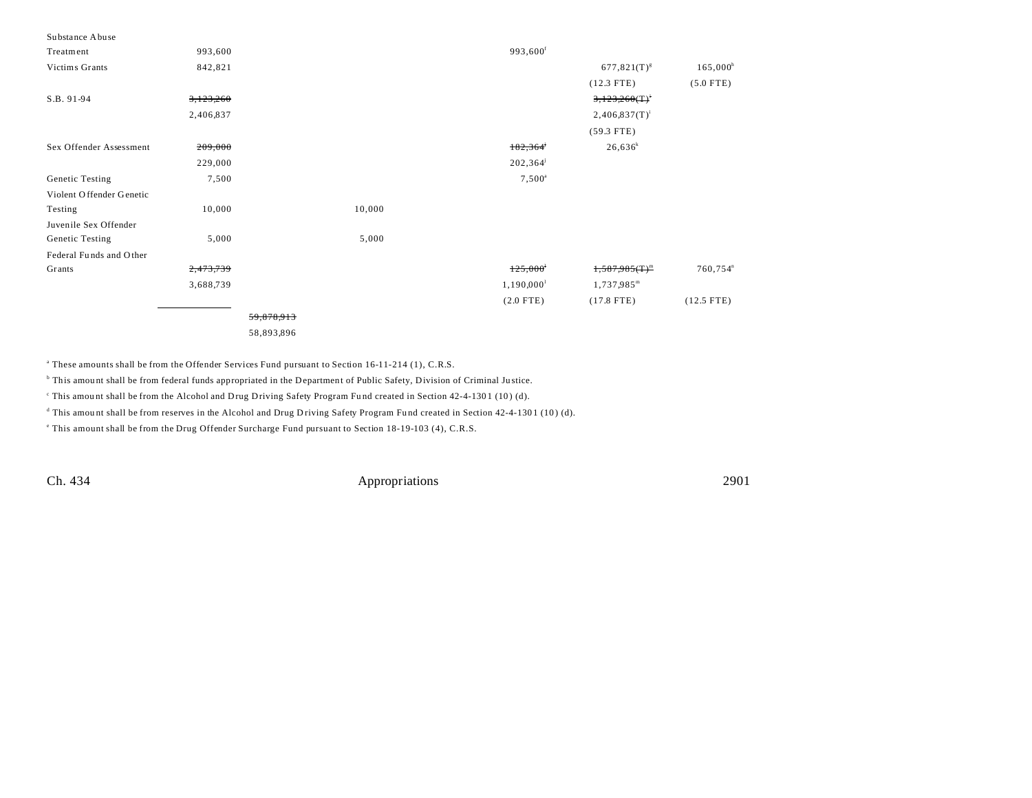| | | | | | | |
|---|---|---|---|---|---|---|
| Substance Abuse Treatment | 993,600 | | | 993,600[f] | | |
| Victims Grants | 842,821 | | | | 677,821(T)[g] | 165,000[h] |
| | | | | | (12.3 FTE) | (5.0 FTE) |
| S.B. 91-94 | ~~3,123,260~~ | | | | ~~3,123,260(T)[i]~~ | |
| | 2,406,837 | | | | 2,406,837(T)[i] | |
| | | | | | (59.3 FTE) | |
| Sex Offender Assessment | ~~209,000~~ | | | ~~182,364[j]~~ | 26,636[k] | |
| | 229,000 | | | 202,364[j] | | |
| Genetic Testing | 7,500 | | | 7,500[a] | | |
| Violent Offender Genetic Testing | 10,000 | | 10,000 | | | |
| Juvenile Sex Offender Genetic Testing | 5,000 | | 5,000 | | | |
| Federal Funds and Other Grants | ~~2,473,739~~ | | | ~~125,000[l]~~ | ~~1,587,985(T)[m]~~ | 760,754[n] |
| | 3,688,739 | | | 1,190,000[l] | 1,737,985[m] | |
| | | | | (2.0 FTE) | (17.8 FTE) | (12.5 FTE) |
| | | ~~59,878,913~~ | | | | |
| | | 58,893,896 | | | | |

[a] These amounts shall be from the Offender Services Fund pursuant to Section 16-11-214 (1), C.R.S.

[b] This amount shall be from federal funds appropriated in the Department of Public Safety, Division of Criminal Justice.

[c] This amount shall be from the Alcohol and Drug Driving Safety Program Fund created in Section 42-4-1301 (10) (d).

[d] This amount shall be from reserves in the Alcohol and Drug Driving Safety Program Fund created in Section 42-4-1301 (10) (d).

[e] This amount shall be from the Drug Offender Surcharge Fund pursuant to Section 18-19-103 (4), C.R.S.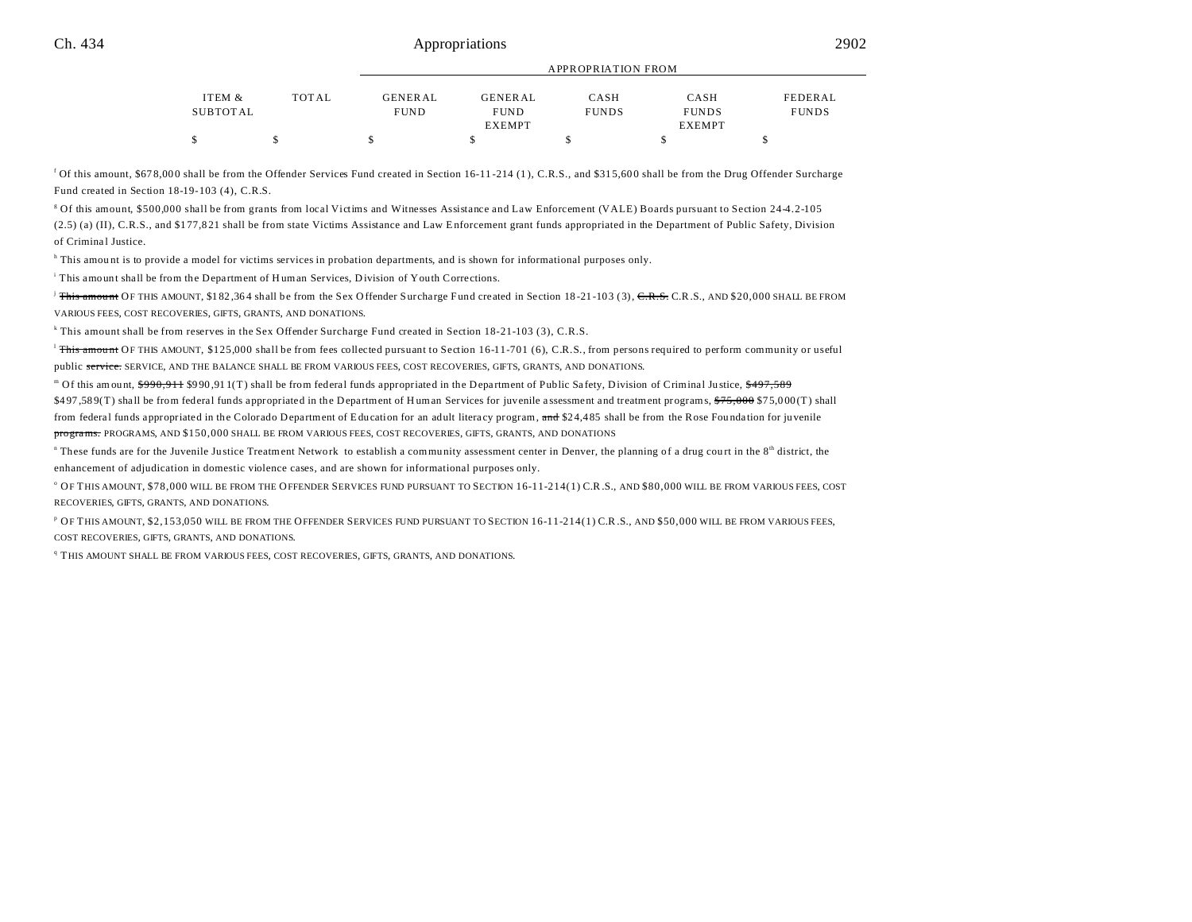| ITEM & SUBTOTAL | TOTAL | GENERAL FUND | GENERAL FUND EXEMPT | CASH FUNDS | CASH FUNDS EXEMPT | FEDERAL FUNDS |
|---|---|---|---|---|---|---|
| $ | $ | $ | $ | $ | $ | $ |

[f] Of this amount, $678,000 shall be from the Offender Services Fund created in Section 16-11-214 (1), C.R.S., and $315,600 shall be from the Drug Offender Surcharge Fund created in Section 18-19-103 (4), C.R.S.

[g] Of this amount, $500,000 shall be from grants from local Victims and Witnesses Assistance and Law Enforcement (VALE) Boards pursuant to Section 24-4.2-105 (2.5) (a) (II), C.R.S., and $177,821 shall be from state Victims Assistance and Law Enforcement grant funds appropriated in the Department of Public Safety, Division of Criminal Justice.

[h] This amount is to provide a model for victims services in probation departments, and is shown for informational purposes only.

[i] This amount shall be from the Department of Human Services, Division of Youth Corrections.

[j] ~~This amount~~ OF THIS AMOUNT, $182,364 shall be from the Sex Offender Surcharge Fund created in Section 18-21-103 (3), ~~C.R.S.~~ C.R.S., AND $20,000 SHALL BE FROM VARIOUS FEES, COST RECOVERIES, GIFTS, GRANTS, AND DONATIONS.

[k] This amount shall be from reserves in the Sex Offender Surcharge Fund created in Section 18-21-103 (3), C.R.S.

[l] ~~This amount~~ OF THIS AMOUNT, $125,000 shall be from fees collected pursuant to Section 16-11-701 (6), C.R.S., from persons required to perform community or useful public ~~service.~~ SERVICE, AND THE BALANCE SHALL BE FROM VARIOUS FEES, COST RECOVERIES, GIFTS, GRANTS, AND DONATIONS.

[m] Of this amount, ~~$990,911~~ $990,911(T) shall be from federal funds appropriated in the Department of Public Safety, Division of Criminal Justice, ~~$497,589~~ $497,589(T) shall be from federal funds appropriated in the Department of Human Services for juvenile assessment and treatment programs, ~~$75,000~~ $75,000(T) shall from federal funds appropriated in the Colorado Department of Education for an adult literacy program, ~~and~~ $24,485 shall be from the Rose Foundation for juvenile ~~programs.~~ PROGRAMS, AND $150,000 SHALL BE FROM VARIOUS FEES, COST RECOVERIES, GIFTS, GRANTS, AND DONATIONS

[n] These funds are for the Juvenile Justice Treatment Network to establish a community assessment center in Denver, the planning of a drug court in the 8th district, the enhancement of adjudication in domestic violence cases, and are shown for informational purposes only.

[o] OF THIS AMOUNT, $78,000 WILL BE FROM THE OFFENDER SERVICES FUND PURSUANT TO SECTION 16-11-214(1) C.R.S., AND $80,000 WILL BE FROM VARIOUS FEES, COST RECOVERIES, GIFTS, GRANTS, AND DONATIONS.

[p] OF THIS AMOUNT, $2,153,050 WILL BE FROM THE OFFENDER SERVICES FUND PURSUANT TO SECTION 16-11-214(1) C.R.S., AND $50,000 WILL BE FROM VARIOUS FEES, COST RECOVERIES, GIFTS, GRANTS, AND DONATIONS.

[q] THIS AMOUNT SHALL BE FROM VARIOUS FEES, COST RECOVERIES, GIFTS, GRANTS, AND DONATIONS.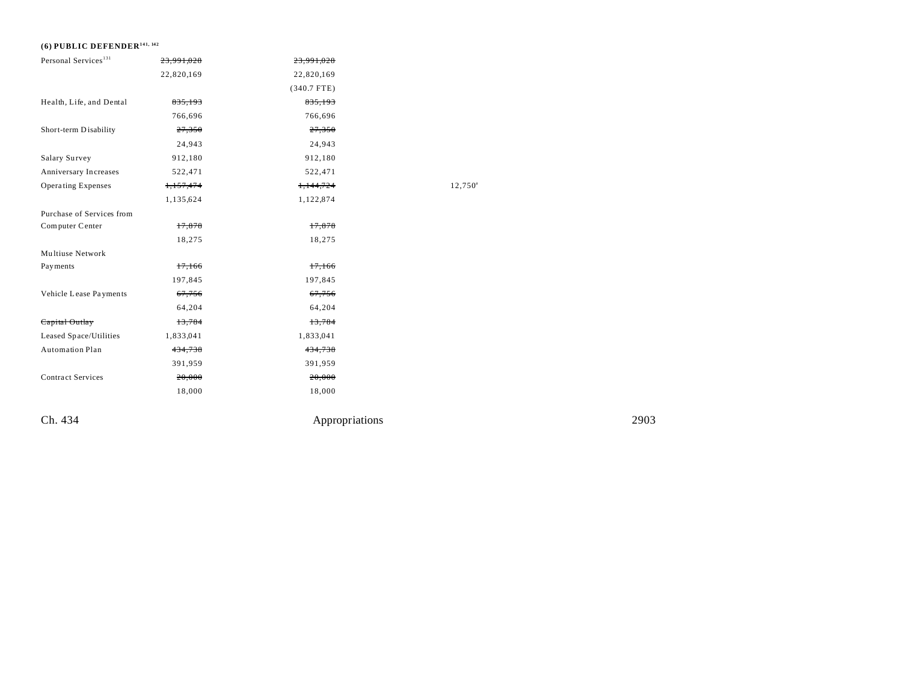## (6) PUBLIC DEFENDER[141, 142]

| | | | |
|---|---|---|---|
| Personal Services[131] | ~~23,991,028~~ | ~~23,991,028~~ | |
| | 22,820,169 | 22,820,169 | |
| | | (340.7 FTE) | |
| Health, Life, and Dental | ~~835,193~~ | ~~835,193~~ | |
| | 766,696 | 766,696 | |
| Short-term Disability | ~~27,350~~ | ~~27,350~~ | |
| | 24,943 | 24,943 | |
| Salary Survey | 912,180 | 912,180 | |
| Anniversary Increases | 522,471 | 522,471 | |
| Operating Expenses | ~~1,157,474~~ | ~~1,144,724~~ | 12,750[a] |
| | 1,135,624 | 1,122,874 | |
| Purchase of Services from Computer Center | ~~17,878~~ | ~~17,878~~ | |
| | 18,275 | 18,275 | |
| Multiuse Network Payments | ~~17,166~~ | ~~17,166~~ | |
| | 197,845 | 197,845 | |
| Vehicle Lease Payments | ~~67,756~~ | ~~67,756~~ | |
| | 64,204 | 64,204 | |
| ~~Capital Outlay~~ | ~~13,784~~ | ~~13,784~~ | |
| Leased Space/Utilities | 1,833,041 | 1,833,041 | |
| Automation Plan | ~~434,738~~ | ~~434,738~~ | |
| | 391,959 | 391,959 | |
| Contract Services | ~~20,000~~ | ~~20,000~~ | |
| | 18,000 | 18,000 | |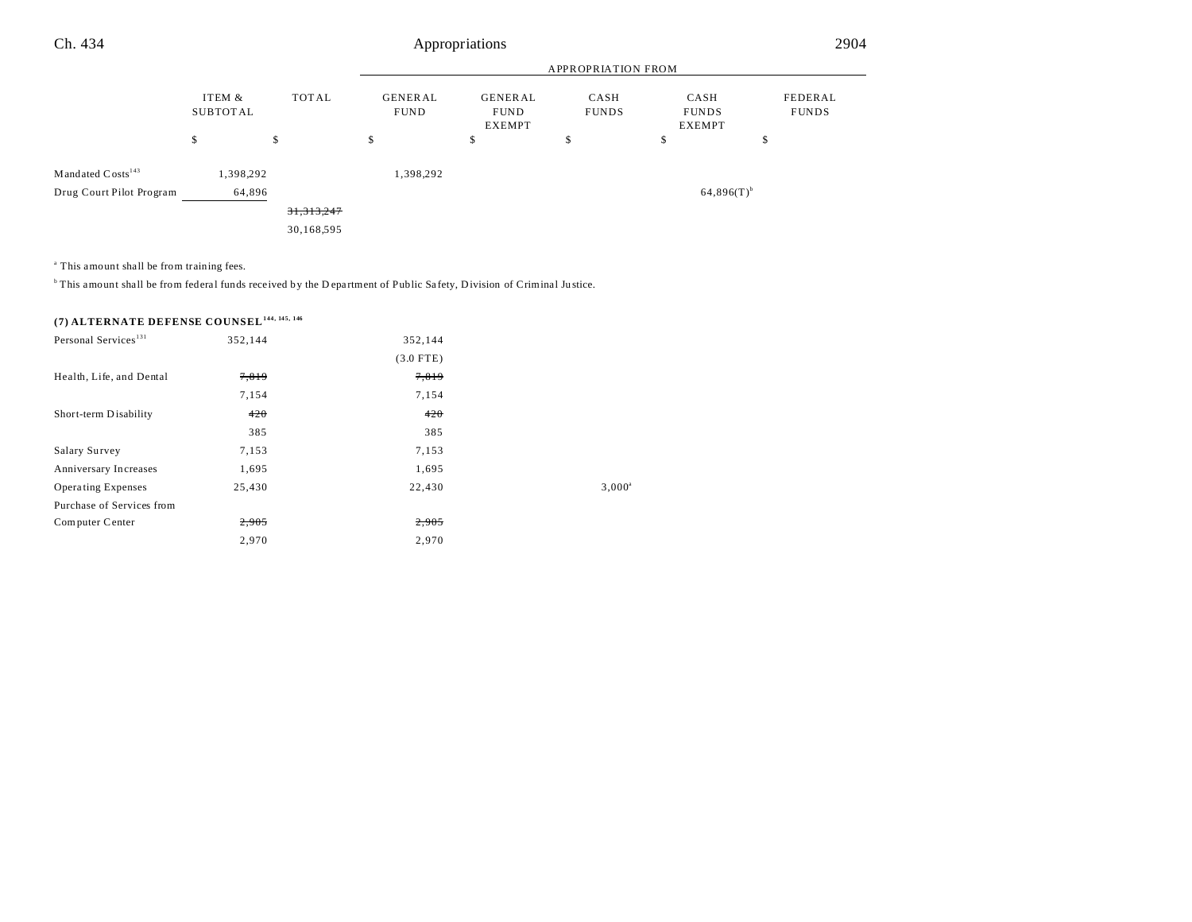| | ITEM & SUBTOTAL | TOTAL | GENERAL FUND | GENERAL FUND EXEMPT | CASH FUNDS | CASH FUNDS EXEMPT | FEDERAL FUNDS |
|---|---|---|---|---|---|---|---|
| | | | APPROPRIATION FROM | | | | |
| | $ | $ | $ | $ | $ | $ | $ |
| Mandated Costs[143] | 1,398,292 | | 1,398,292 | | | | |
| Drug Court Pilot Program | 64,896 | | | | | 64,896(T)[b] | |
| | | ~~31,313,247~~ | | | | | |
| | | 30,168,595 | | | | | |

[a] This amount shall be from training fees.

[b] This amount shall be from federal funds received by the Department of Public Safety, Division of Criminal Justice.

**(7) ALTERNATE DEFENSE COUNSEL[144, 145, 146]**

| | ITEM & SUBTOTAL | TOTAL | GENERAL FUND | GENERAL FUND EXEMPT | CASH FUNDS | CASH FUNDS EXEMPT | FEDERAL FUNDS |
|---|---|---|---|---|---|---|---|
| Personal Services[131] | 352,144 | | 352,144 | | | | |
| | | | (3.0 FTE) | | | | |
| Health, Life, and Dental | ~~7,819~~ | | ~~7,819~~ | | | | |
| | 7,154 | | 7,154 | | | | |
| Short-term Disability | ~~420~~ | | ~~420~~ | | | | |
| | 385 | | 385 | | | | |
| Salary Survey | 7,153 | | 7,153 | | | | |
| Anniversary Increases | 1,695 | | 1,695 | | | | |
| Operating Expenses | 25,430 | | 22,430 | | 3,000[a] | | |
| Purchase of Services from Computer Center | ~~2,905~~ | | ~~2,905~~ | | | | |
| | 2,970 | | 2,970 | | | | |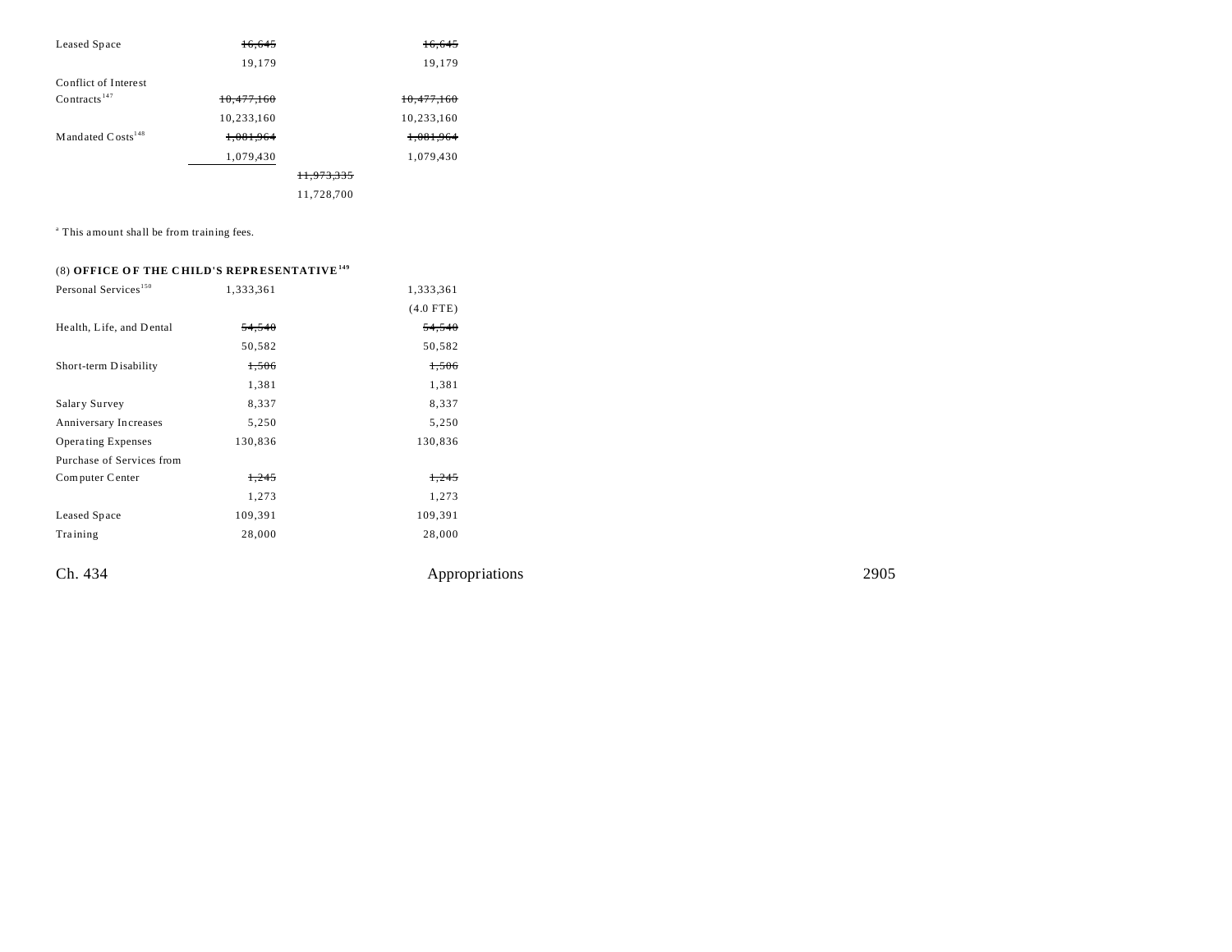| | | | |
|---|---|---|---|
| Leased Space | ~~16,645~~ | | ~~16,645~~ |
| | 19,179 | | 19,179 |
| Conflict of Interest Contracts[147] | ~~10,477,160~~ | | ~~10,477,160~~ |
| | 10,233,160 | | 10,233,160 |
| Mandated Costs[148] | ~~1,081,964~~ | | ~~1,081,964~~ |
| | 1,079,430 | | 1,079,430 |
| | | ~~11,973,335~~ | |
| | | 11,728,700 | |

[a] This amount shall be from training fees.

(8) **OFFICE OF THE CHILD'S REPRESENTATIVE**[149]

| | | | |
|---|---|---|---|
| Personal Services[150] | 1,333,361 | | 1,333,361 |
| | | | (4.0 FTE) |
| Health, Life, and Dental | ~~54,540~~ | | ~~54,540~~ |
| | 50,582 | | 50,582 |
| Short-term Disability | ~~1,506~~ | | ~~1,506~~ |
| | 1,381 | | 1,381 |
| Salary Survey | 8,337 | | 8,337 |
| Anniversary Increases | 5,250 | | 5,250 |
| Operating Expenses | 130,836 | | 130,836 |
| Purchase of Services from Computer Center | ~~1,245~~ | | ~~1,245~~ |
| | 1,273 | | 1,273 |
| Leased Space | 109,391 | | 109,391 |
| Training | 28,000 | | 28,000 |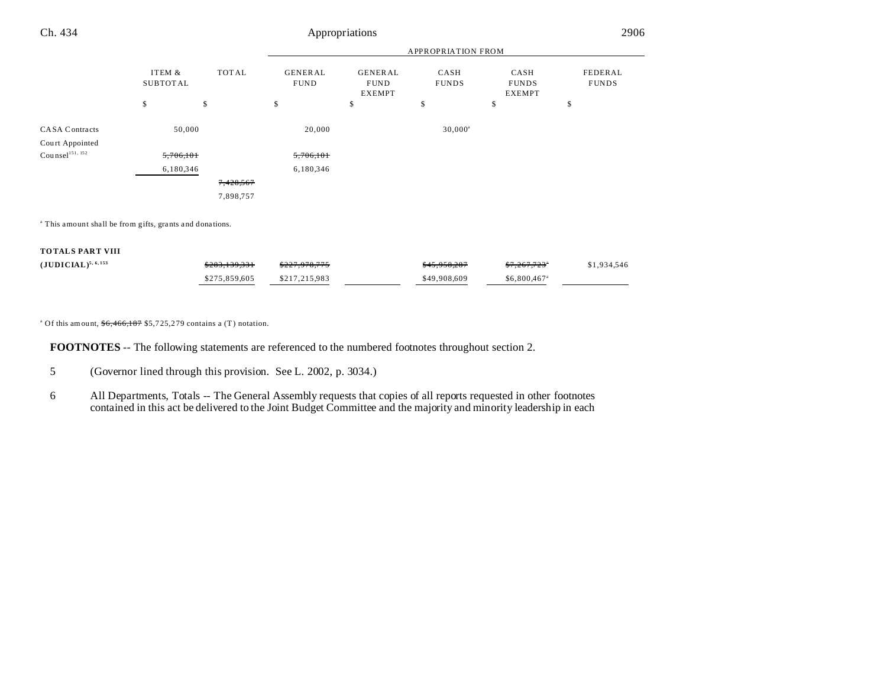| | ITEM & SUBTOTAL | TOTAL | APPROPRIATION FROM | | | | |
|---|---|---|---|---|---|---|---|
| | | | GENERAL FUND | GENERAL FUND EXEMPT | CASH FUNDS | CASH FUNDS EXEMPT | FEDERAL FUNDS |
| | $ | $ | $ | $ | $ | $ | $ |
| CASA Contracts | 50,000 | | 20,000 | | 30,000[a] | | |
| Court Appointed Counsel[151, 152] | ~~5,706,101~~ | | ~~5,706,101~~ | | | | |
| | 6,180,346 | | 6,180,346 | | | | |
| | | ~~7,428,567~~ | | | | | |
| | | 7,898,757 | | | | | |

[a] This amount shall be from gifts, grants and donations.

| | | TOTAL | GENERAL FUND | GENERAL FUND EXEMPT | CASH FUNDS | CASH FUNDS EXEMPT | FEDERAL FUNDS |
|---|---|---|---|---|---|---|---|
| **TOTALS PART VIII (JUDICIAL)[5, 6, 153]** | | ~~$283,139,331~~ | ~~$227,978,775~~ | | ~~$45,958,287~~ | ~~$7,267,723~~[a] | $1,934,546 |
| | | $275,859,605 | $217,215,983 | | $49,908,609 | $6,800,467[a] | |

[a] Of this amount, ~~$6,466,187~~ $5,725,279 contains a (T) notation.

**FOOTNOTES** -- The following statements are referenced to the numbered footnotes throughout section 2.

5 (Governor lined through this provision. See L. 2002, p. 3034.)

6 All Departments, Totals -- The General Assembly requests that copies of all reports requested in other footnotes contained in this act be delivered to the Joint Budget Committee and the majority and minority leadership in each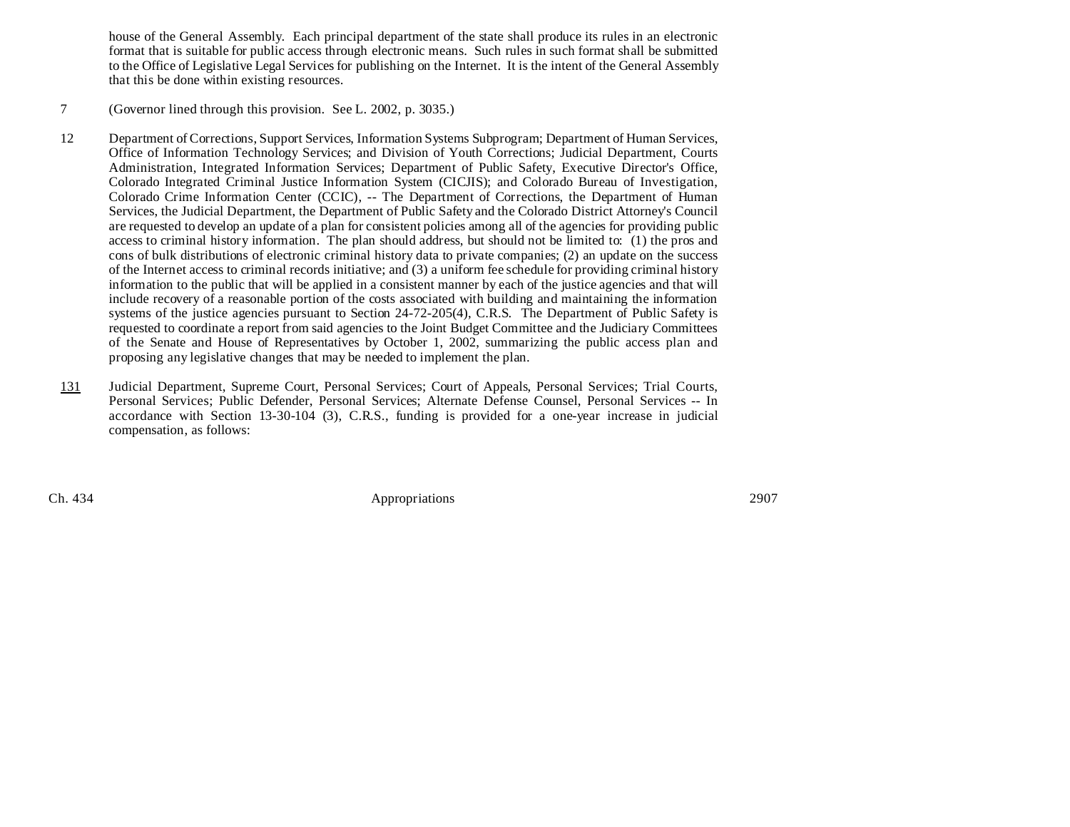house of the General Assembly. Each principal department of the state shall produce its rules in an electronic format that is suitable for public access through electronic means. Such rules in such format shall be submitted to the Office of Legislative Legal Services for publishing on the Internet. It is the intent of the General Assembly that this be done within existing resources.

7 (Governor lined through this provision. See L. 2002, p. 3035.)

12 Department of Corrections, Support Services, Information Systems Subprogram; Department of Human Services, Office of Information Technology Services; and Division of Youth Corrections; Judicial Department, Courts Administration, Integrated Information Services; Department of Public Safety, Executive Director's Office, Colorado Integrated Criminal Justice Information System (CICJIS); and Colorado Bureau of Investigation, Colorado Crime Information Center (CCIC), -- The Department of Corrections, the Department of Human Services, the Judicial Department, the Department of Public Safety and the Colorado District Attorney's Council are requested to develop an update of a plan for consistent policies among all of the agencies for providing public access to criminal history information. The plan should address, but should not be limited to: (1) the pros and cons of bulk distributions of electronic criminal history data to private companies; (2) an update on the success of the Internet access to criminal records initiative; and (3) a uniform fee schedule for providing criminal history information to the public that will be applied in a consistent manner by each of the justice agencies and that will include recovery of a reasonable portion of the costs associated with building and maintaining the information systems of the justice agencies pursuant to Section 24-72-205(4), C.R.S. The Department of Public Safety is requested to coordinate a report from said agencies to the Joint Budget Committee and the Judiciary Committees of the Senate and House of Representatives by October 1, 2002, summarizing the public access plan and proposing any legislative changes that may be needed to implement the plan.

131 Judicial Department, Supreme Court, Personal Services; Court of Appeals, Personal Services; Trial Courts, Personal Services; Public Defender, Personal Services; Alternate Defense Counsel, Personal Services -- In accordance with Section 13-30-104 (3), C.R.S., funding is provided for a one-year increase in judicial compensation, as follows: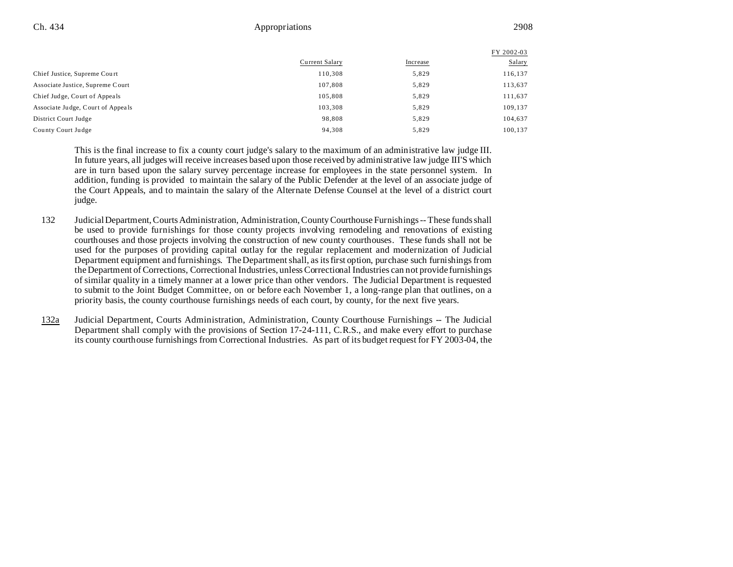| | Current Salary | Increase | FY 2002-03 Salary |
|---|---|---|---|
| Chief Justice, Supreme Court | 110,308 | 5,829 | 116,137 |
| Associate Justice, Supreme Court | 107,808 | 5,829 | 113,637 |
| Chief Judge, Court of Appeals | 105,808 | 5,829 | 111,637 |
| Associate Judge, Court of Appeals | 103,308 | 5,829 | 109,137 |
| District Court Judge | 98,808 | 5,829 | 104,637 |
| County Court Judge | 94,308 | 5,829 | 100,137 |

This is the final increase to fix a county court judge's salary to the maximum of an administrative law judge III. In future years, all judges will receive increases based upon those received by administrative law judge III'S which are in turn based upon the salary survey percentage increase for employees in the state personnel system. In addition, funding is provided to maintain the salary of the Public Defender at the level of an associate judge of the Court Appeals, and to maintain the salary of the Alternate Defense Counsel at the level of a district court judge.

132 Judicial Department, Courts Administration, Administration, County Courthouse Furnishings -- These funds shall be used to provide furnishings for those county projects involving remodeling and renovations of existing courthouses and those projects involving the construction of new county courthouses. These funds shall not be used for the purposes of providing capital outlay for the regular replacement and modernization of Judicial Department equipment and furnishings. The Department shall, as its first option, purchase such furnishings from the Department of Corrections, Correctional Industries, unless Correctional Industries can not provide furnishings of similar quality in a timely manner at a lower price than other vendors. The Judicial Department is requested to submit to the Joint Budget Committee, on or before each November 1, a long-range plan that outlines, on a priority basis, the county courthouse furnishings needs of each court, by county, for the next five years.

132a Judicial Department, Courts Administration, Administration, County Courthouse Furnishings -- The Judicial Department shall comply with the provisions of Section 17-24-111, C.R.S., and make every effort to purchase its county courthouse furnishings from Correctional Industries. As part of its budget request for FY 2003-04, the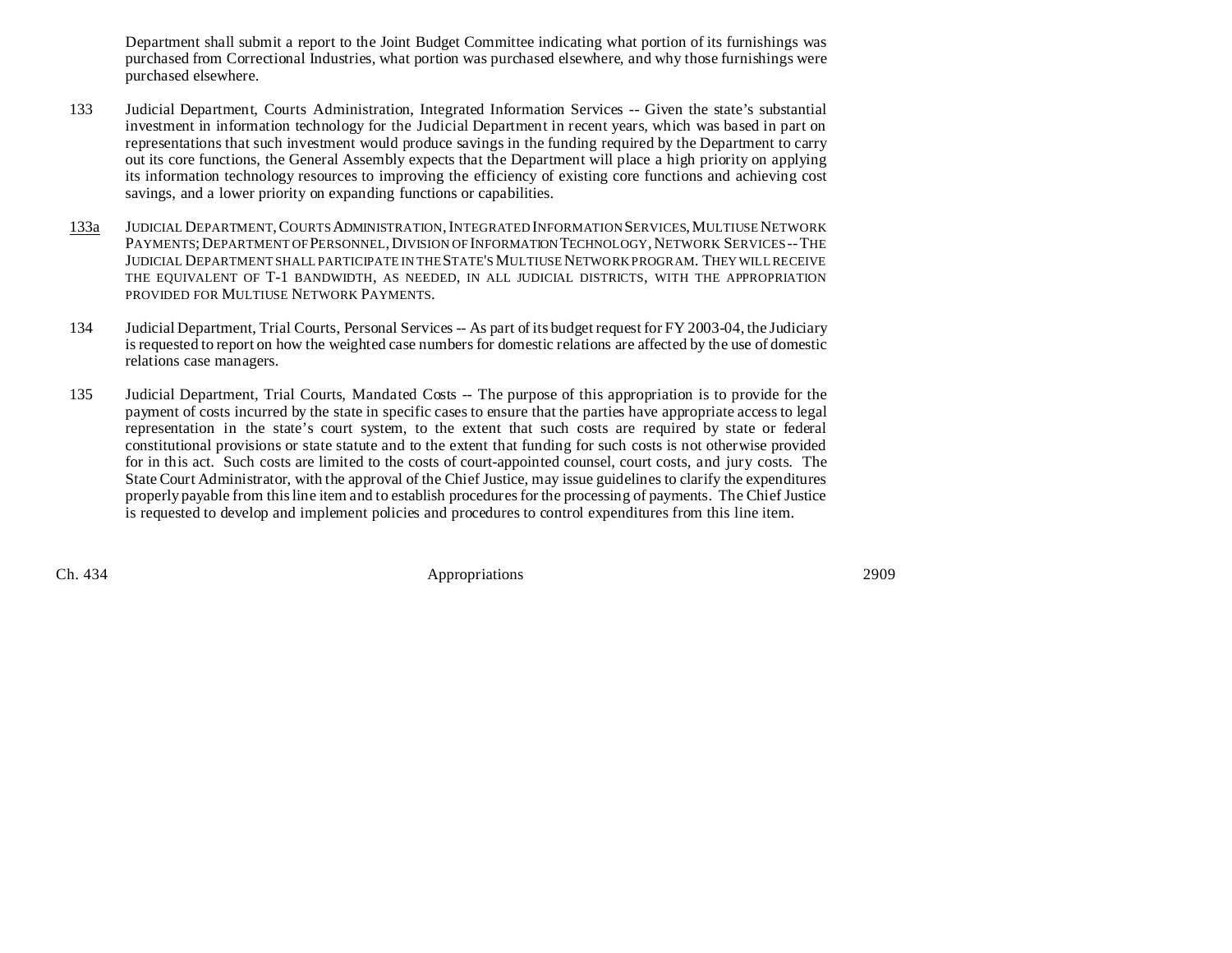Department shall submit a report to the Joint Budget Committee indicating what portion of its furnishings was purchased from Correctional Industries, what portion was purchased elsewhere, and why those furnishings were purchased elsewhere.

133 Judicial Department, Courts Administration, Integrated Information Services -- Given the state's substantial investment in information technology for the Judicial Department in recent years, which was based in part on representations that such investment would produce savings in the funding required by the Department to carry out its core functions, the General Assembly expects that the Department will place a high priority on applying its information technology resources to improving the efficiency of existing core functions and achieving cost savings, and a lower priority on expanding functions or capabilities.

133a JUDICIAL DEPARTMENT, COURTS ADMINISTRATION, INTEGRATED INFORMATION SERVICES, MULTIUSE NETWORK PAYMENTS; DEPARTMENT OF PERSONNEL, DIVISION OF INFORMATION TECHNOLOGY, NETWORK SERVICES -- THE JUDICIAL DEPARTMENT SHALL PARTICIPATE IN THE STATE'S MULTIUSE NETWORK PROGRAM. THEY WILL RECEIVE THE EQUIVALENT OF T-1 BANDWIDTH, AS NEEDED, IN ALL JUDICIAL DISTRICTS, WITH THE APPROPRIATION PROVIDED FOR MULTIUSE NETWORK PAYMENTS.

134 Judicial Department, Trial Courts, Personal Services -- As part of its budget request for FY 2003-04, the Judiciary is requested to report on how the weighted case numbers for domestic relations are affected by the use of domestic relations case managers.

135 Judicial Department, Trial Courts, Mandated Costs -- The purpose of this appropriation is to provide for the payment of costs incurred by the state in specific cases to ensure that the parties have appropriate access to legal representation in the state's court system, to the extent that such costs are required by state or federal constitutional provisions or state statute and to the extent that funding for such costs is not otherwise provided for in this act. Such costs are limited to the costs of court-appointed counsel, court costs, and jury costs. The State Court Administrator, with the approval of the Chief Justice, may issue guidelines to clarify the expenditures properly payable from this line item and to establish procedures for the processing of payments. The Chief Justice is requested to develop and implement policies and procedures to control expenditures from this line item.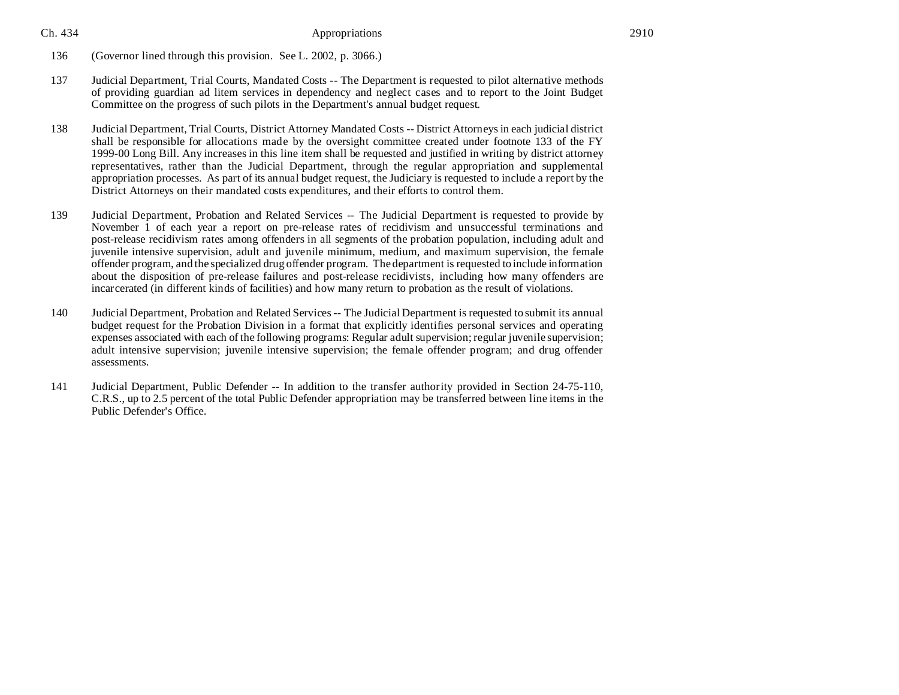136 (Governor lined through this provision. See L. 2002, p. 3066.)

137 Judicial Department, Trial Courts, Mandated Costs -- The Department is requested to pilot alternative methods of providing guardian ad litem services in dependency and neglect cases and to report to the Joint Budget Committee on the progress of such pilots in the Department's annual budget request.

138 Judicial Department, Trial Courts, District Attorney Mandated Costs -- District Attorneys in each judicial district shall be responsible for allocations made by the oversight committee created under footnote 133 of the FY 1999-00 Long Bill. Any increases in this line item shall be requested and justified in writing by district attorney representatives, rather than the Judicial Department, through the regular appropriation and supplemental appropriation processes. As part of its annual budget request, the Judiciary is requested to include a report by the District Attorneys on their mandated costs expenditures, and their efforts to control them.

139 Judicial Department, Probation and Related Services -- The Judicial Department is requested to provide by November 1 of each year a report on pre-release rates of recidivism and unsuccessful terminations and post-release recidivism rates among offenders in all segments of the probation population, including adult and juvenile intensive supervision, adult and juvenile minimum, medium, and maximum supervision, the female offender program, and the specialized drug offender program. The department is requested to include information about the disposition of pre-release failures and post-release recidivists, including how many offenders are incarcerated (in different kinds of facilities) and how many return to probation as the result of violations.

140 Judicial Department, Probation and Related Services -- The Judicial Department is requested to submit its annual budget request for the Probation Division in a format that explicitly identifies personal services and operating expenses associated with each of the following programs: Regular adult supervision; regular juvenile supervision; adult intensive supervision; juvenile intensive supervision; the female offender program; and drug offender assessments.

141 Judicial Department, Public Defender -- In addition to the transfer authority provided in Section 24-75-110, C.R.S., up to 2.5 percent of the total Public Defender appropriation may be transferred between line items in the Public Defender's Office.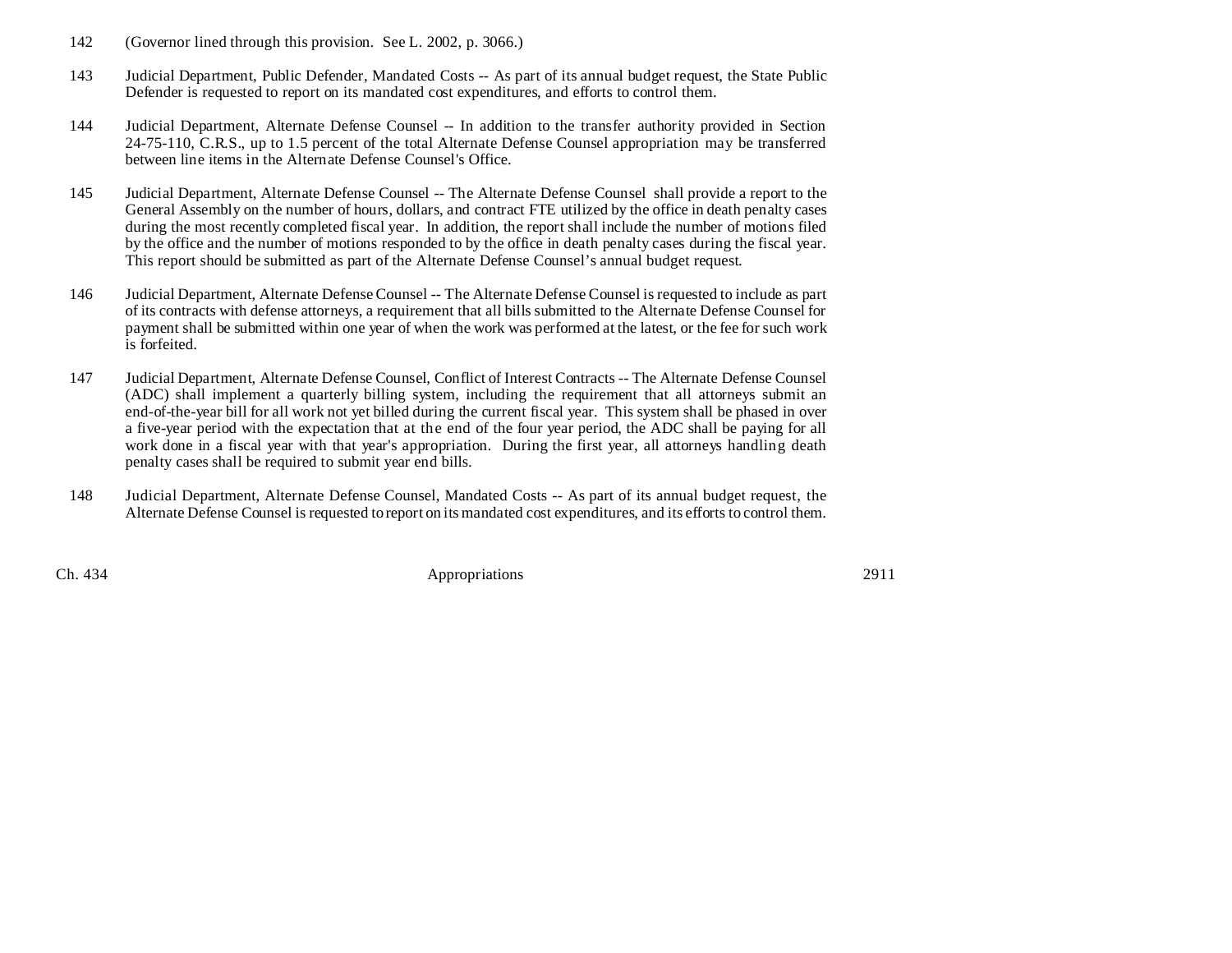142 (Governor lined through this provision. See L. 2002, p. 3066.)

143 Judicial Department, Public Defender, Mandated Costs -- As part of its annual budget request, the State Public Defender is requested to report on its mandated cost expenditures, and efforts to control them.

144 Judicial Department, Alternate Defense Counsel -- In addition to the transfer authority provided in Section 24-75-110, C.R.S., up to 1.5 percent of the total Alternate Defense Counsel appropriation may be transferred between line items in the Alternate Defense Counsel's Office.

145 Judicial Department, Alternate Defense Counsel -- The Alternate Defense Counsel shall provide a report to the General Assembly on the number of hours, dollars, and contract FTE utilized by the office in death penalty cases during the most recently completed fiscal year. In addition, the report shall include the number of motions filed by the office and the number of motions responded to by the office in death penalty cases during the fiscal year. This report should be submitted as part of the Alternate Defense Counsel's annual budget request.

146 Judicial Department, Alternate Defense Counsel -- The Alternate Defense Counsel is requested to include as part of its contracts with defense attorneys, a requirement that all bills submitted to the Alternate Defense Counsel for payment shall be submitted within one year of when the work was performed at the latest, or the fee for such work is forfeited.

147 Judicial Department, Alternate Defense Counsel, Conflict of Interest Contracts -- The Alternate Defense Counsel (ADC) shall implement a quarterly billing system, including the requirement that all attorneys submit an end-of-the-year bill for all work not yet billed during the current fiscal year. This system shall be phased in over a five-year period with the expectation that at the end of the four year period, the ADC shall be paying for all work done in a fiscal year with that year's appropriation. During the first year, all attorneys handling death penalty cases shall be required to submit year end bills.

148 Judicial Department, Alternate Defense Counsel, Mandated Costs -- As part of its annual budget request, the Alternate Defense Counsel is requested to report on its mandated cost expenditures, and its efforts to control them.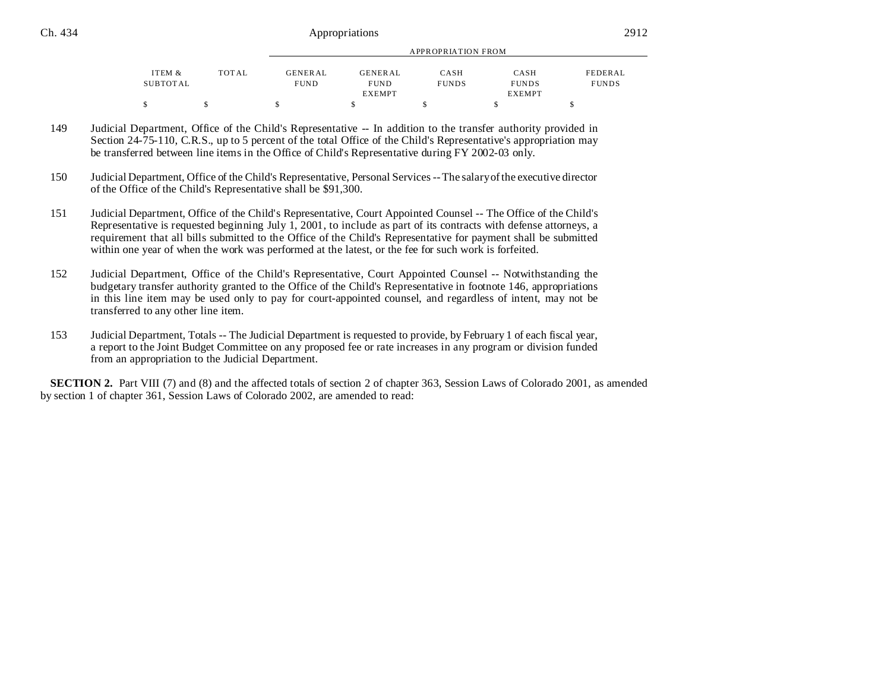| ITEM & SUBTOTAL | TOTAL | GENERAL FUND | GENERAL FUND EXEMPT | CASH FUNDS | CASH FUNDS EXEMPT | FEDERAL FUNDS |
|---|---|---|---|---|---|---|
| | | APPROPRIATION FROM | | | | |
| $ | $ | $ | $ | $ | $ | $ |

149 Judicial Department, Office of the Child's Representative -- In addition to the transfer authority provided in Section 24-75-110, C.R.S., up to 5 percent of the total Office of the Child's Representative's appropriation may be transferred between line items in the Office of Child's Representative during FY 2002-03 only.

150 Judicial Department, Office of the Child's Representative, Personal Services -- The salary of the executive director of the Office of the Child's Representative shall be $91,300.

151 Judicial Department, Office of the Child's Representative, Court Appointed Counsel -- The Office of the Child's Representative is requested beginning July 1, 2001, to include as part of its contracts with defense attorneys, a requirement that all bills submitted to the Office of the Child's Representative for payment shall be submitted within one year of when the work was performed at the latest, or the fee for such work is forfeited.

152 Judicial Department, Office of the Child's Representative, Court Appointed Counsel -- Notwithstanding the budgetary transfer authority granted to the Office of the Child's Representative in footnote 146, appropriations in this line item may be used only to pay for court-appointed counsel, and regardless of intent, may not be transferred to any other line item.

153 Judicial Department, Totals -- The Judicial Department is requested to provide, by February 1 of each fiscal year, a report to the Joint Budget Committee on any proposed fee or rate increases in any program or division funded from an appropriation to the Judicial Department.

**SECTION 2.** Part VIII (7) and (8) and the affected totals of section 2 of chapter 363, Session Laws of Colorado 2001, as amended by section 1 of chapter 361, Session Laws of Colorado 2002, are amended to read: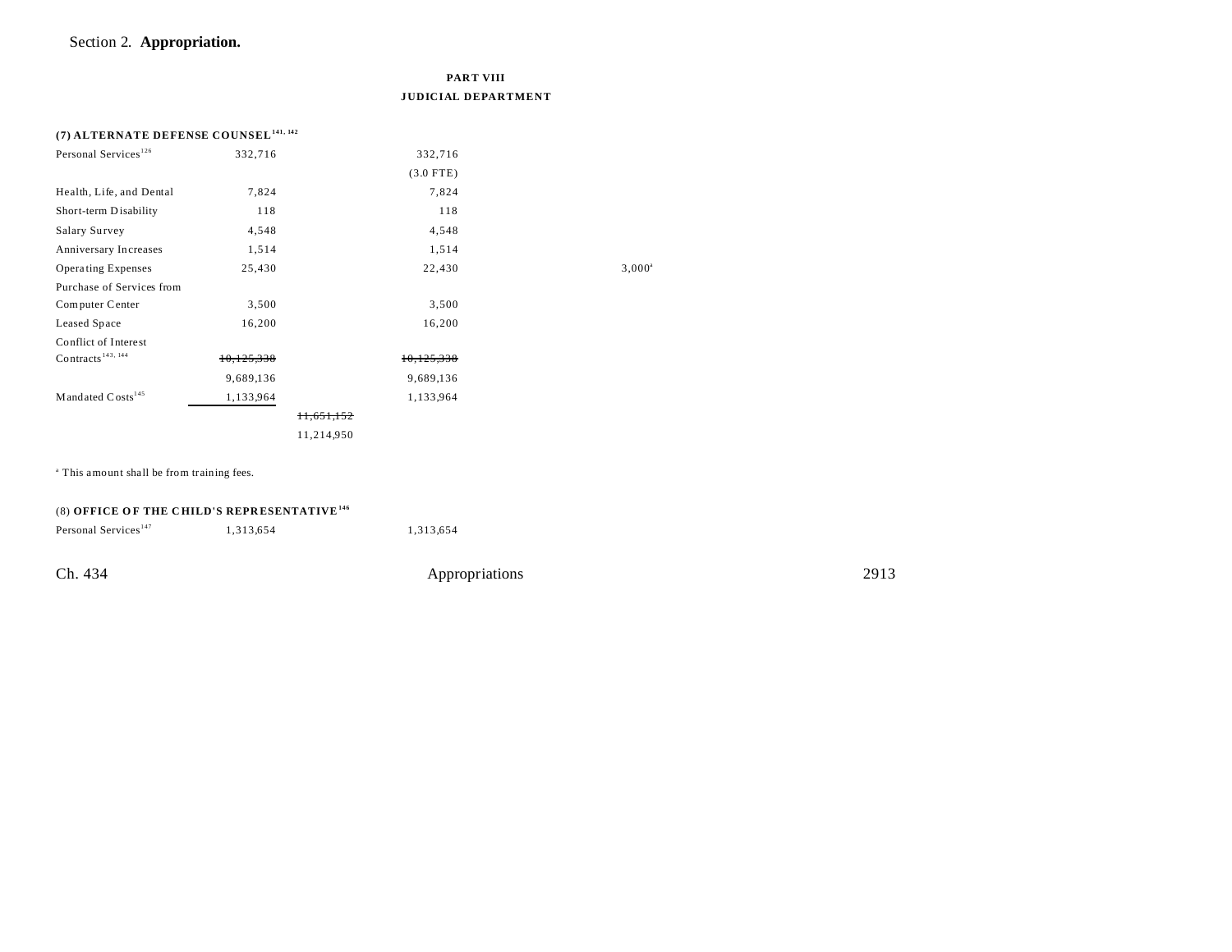Section 2. **Appropriation.**

**PART VIII**
**JUDICIAL DEPARTMENT**

**(7) ALTERNATE DEFENSE COUNSEL**[141, 142]

| | | | | |
|---|---|---|---|---|
| Personal Services[126] | 332,716 | | 332,716 | |
| | | | (3.0 FTE) | |
| Health, Life, and Dental | 7,824 | | 7,824 | |
| Short-term Disability | 118 | | 118 | |
| Salary Survey | 4,548 | | 4,548 | |
| Anniversary Increases | 1,514 | | 1,514 | |
| Operating Expenses | 25,430 | | 22,430 | 3,000[a] |
| Purchase of Services from Computer Center | 3,500 | | 3,500 | |
| Leased Space | 16,200 | | 16,200 | |
| Conflict of Interest Contracts[143, 144] | ~~10,125,338~~ | | ~~10,125,338~~ | |
| | 9,689,136 | | 9,689,136 | |
| Mandated Costs[145] | 1,133,964 | | 1,133,964 | |
| | | ~~11,651,152~~ | | |
| | | 11,214,950 | | |

[a] This amount shall be from training fees.

(8) **OFFICE OF THE CHILD'S REPRESENTATIVE**[146]

| | | | | |
|---|---|---|---|---|
| Personal Services[147] | 1,313,654 | | 1,313,654 | |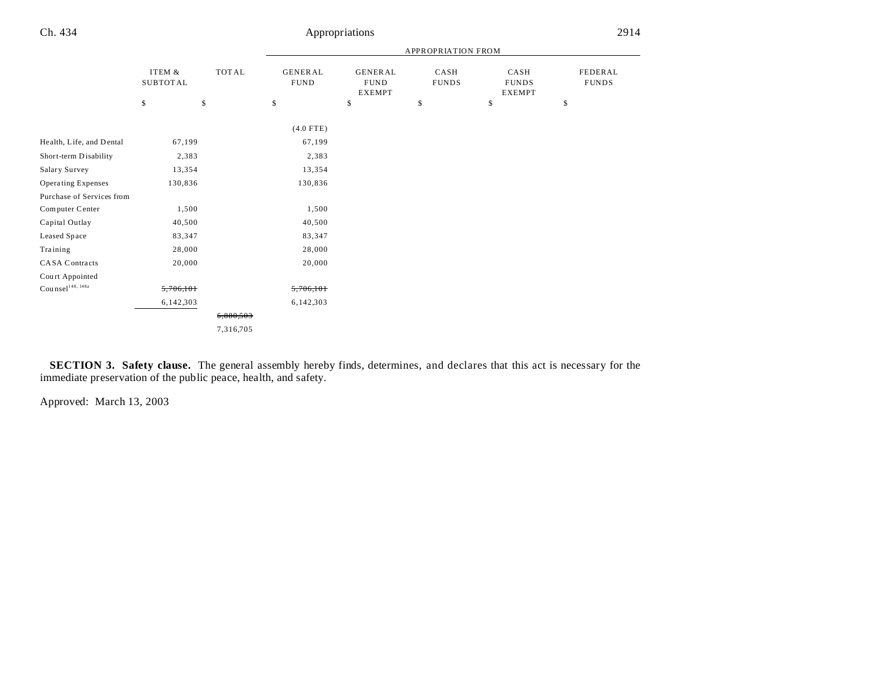| | ITEM & SUBTOTAL | TOTAL | APPROPRIATION FROM GENERAL FUND | GENERAL FUND EXEMPT | CASH FUNDS | CASH FUNDS EXEMPT | FEDERAL FUNDS |
|---|---|---|---|---|---|---|---|
| | $ | $ | $ | $ | $ | $ | $ |
| | | | (4.0 FTE) | | | | |
| Health, Life, and Dental | 67,199 | | 67,199 | | | | |
| Short-term Disability | 2,383 | | 2,383 | | | | |
| Salary Survey | 13,354 | | 13,354 | | | | |
| Operating Expenses | 130,836 | | 130,836 | | | | |
| Purchase of Services from Computer Center | 1,500 | | 1,500 | | | | |
| Capital Outlay | 40,500 | | 40,500 | | | | |
| Leased Space | 83,347 | | 83,347 | | | | |
| Training | 28,000 | | 28,000 | | | | |
| CASA Contracts | 20,000 | | 20,000 | | | | |
| Court Appointed Counsel[148, 148a] | ~~5,706,101~~ 6,142,303 | | ~~5,706,101~~ 6,142,303 | | | | |
| | | ~~6,880,503~~ 7,316,705 | | | | | |

**SECTION 3. Safety clause.** The general assembly hereby finds, determines, and declares that this act is necessary for the immediate preservation of the public peace, health, and safety.

Approved: March 13, 2003